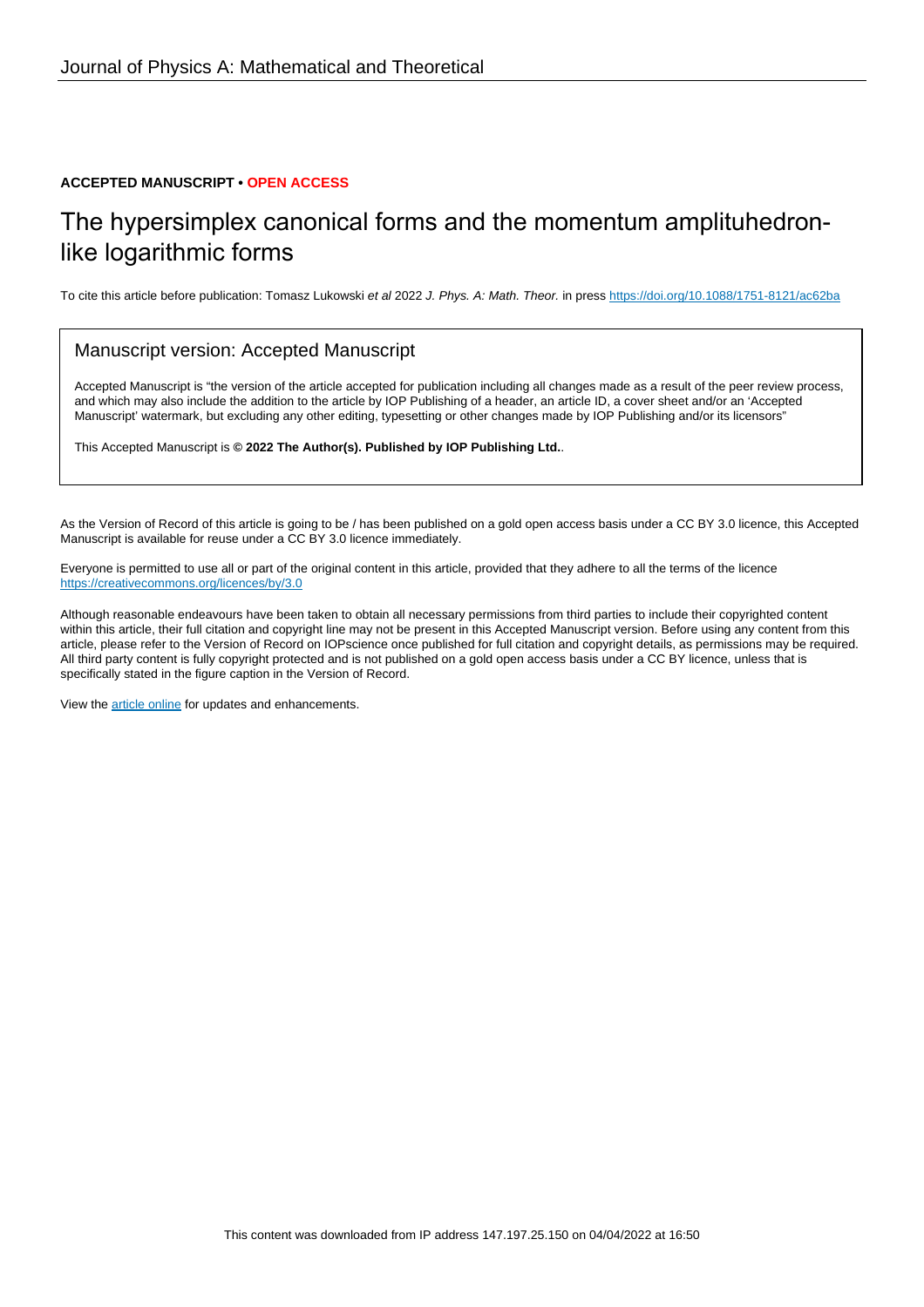**ACCEPTED MANUSCRIPT • OPEN ACCESS**

# The hypersimplex canonical forms and the momentum amplituhedron-like logarithmic forms

To cite this article before publication: Tomasz Lukowski *et al* 2022 *J. Phys. A: Math. Theor.* in press https://doi.org/10.1088/1751-8121/ac62ba

## Manuscript version: Accepted Manuscript

Accepted Manuscript is "the version of the article accepted for publication including all changes made as a result of the peer review process, and which may also include the addition to the article by IOP Publishing of a header, an article ID, a cover sheet and/or an 'Accepted Manuscript' watermark, but excluding any other editing, typesetting or other changes made by IOP Publishing and/or its licensors"

This Accepted Manuscript is **© 2022 The Author(s). Published by IOP Publishing Ltd.**.

As the Version of Record of this article is going to be / has been published on a gold open access basis under a CC BY 3.0 licence, this Accepted Manuscript is available for reuse under a CC BY 3.0 licence immediately.

Everyone is permitted to use all or part of the original content in this article, provided that they adhere to all the terms of the licence https://creativecommons.org/licences/by/3.0

Although reasonable endeavours have been taken to obtain all necessary permissions from third parties to include their copyrighted content within this article, their full citation and copyright line may not be present in this Accepted Manuscript version. Before using any content from this article, please refer to the Version of Record on IOPscience once published for full citation and copyright details, as permissions may be required. All third party content is fully copyright protected and is not published on a gold open access basis under a CC BY licence, unless that is specifically stated in the figure caption in the Version of Record.

View the article online for updates and enhancements.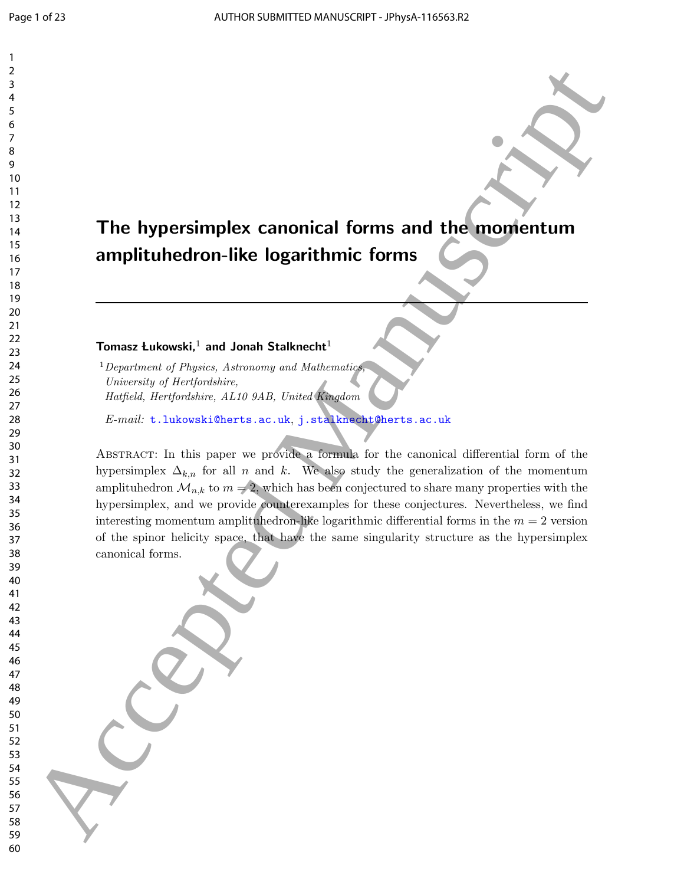# The hypersimplex canonical forms and the momentum amplituhedron-like logarithmic forms

**Tomasz Łukowski,**[1] **and Jonah Stalknecht**[1]

[1] *Department of Physics, Astronomy and Mathematics,*
*University of Hertfordshire,*
*Hatfield, Hertfordshire, AL10 9AB, United Kingdom*

*E-mail:* t.lukowski@herts.ac.uk, j.stalknecht@herts.ac.uk

Abstract: In this paper we provide a formula for the canonical differential form of the hypersimplex $\Delta_{k,n}$ for all $n$ and $k$. We also study the generalization of the momentum amplituhedron $\mathcal{M}_{n,k}$ to $m=2$, which has been conjectured to share many properties with the hypersimplex, and we provide counterexamples for these conjectures. Nevertheless, we find interesting momentum amplituhedron-like logarithmic differential forms in the $m=2$ version of the spinor helicity space, that have the same singularity structure as the hypersimplex canonical forms.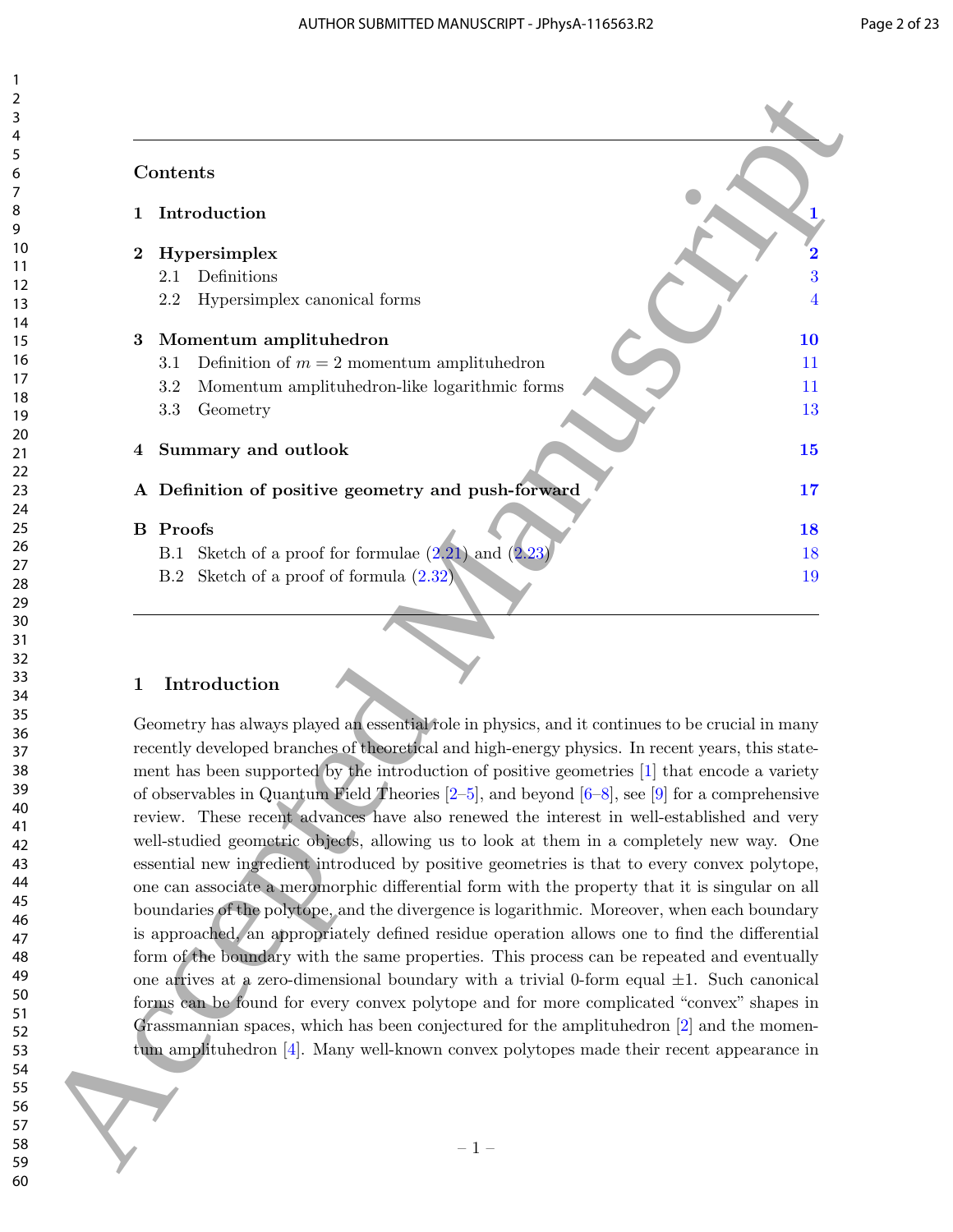## Contents

| | | |
|---|---|---|
| **1** | **Introduction** | **1** |
| **2** | **Hypersimplex** | **2** |
| | 2.1 Definitions | 3 |
| | 2.2 Hypersimplex canonical forms | 4 |
| **3** | **Momentum amplituhedron** | **10** |
| | 3.1 Definition of $m = 2$ momentum amplituhedron | 11 |
| | 3.2 Momentum amplituhedron-like logarithmic forms | 11 |
| | 3.3 Geometry | 13 |
| **4** | **Summary and outlook** | **15** |
| **A** | **Definition of positive geometry and push-forward** | **17** |
| **B** | **Proofs** | **18** |
| | B.1 Sketch of a proof for formulae (2.21) and (2.23) | 18 |
| | B.2 Sketch of a proof of formula (2.32) | 19 |

## 1 Introduction

Geometry has always played an essential role in physics, and it continues to be crucial in many recently developed branches of theoretical and high-energy physics. In recent years, this statement has been supported by the introduction of positive geometries [1] that encode a variety of observables in Quantum Field Theories [2–5], and beyond [6–8], see [9] for a comprehensive review. These recent advances have also renewed the interest in well-established and very well-studied geometric objects, allowing us to look at them in a completely new way. One essential new ingredient introduced by positive geometries is that to every convex polytope, one can associate a meromorphic differential form with the property that it is singular on all boundaries of the polytope, and the divergence is logarithmic. Moreover, when each boundary is approached, an appropriately defined residue operation allows one to find the differential form of the boundary with the same properties. This process can be repeated and eventually one arrives at a zero-dimensional boundary with a trivial 0-form equal $\pm 1$. Such canonical forms can be found for every convex polytope and for more complicated "convex" shapes in Grassmannian spaces, which has been conjectured for the amplituhedron [2] and the momentum amplituhedron [4]. Many well-known convex polytopes made their recent appearance in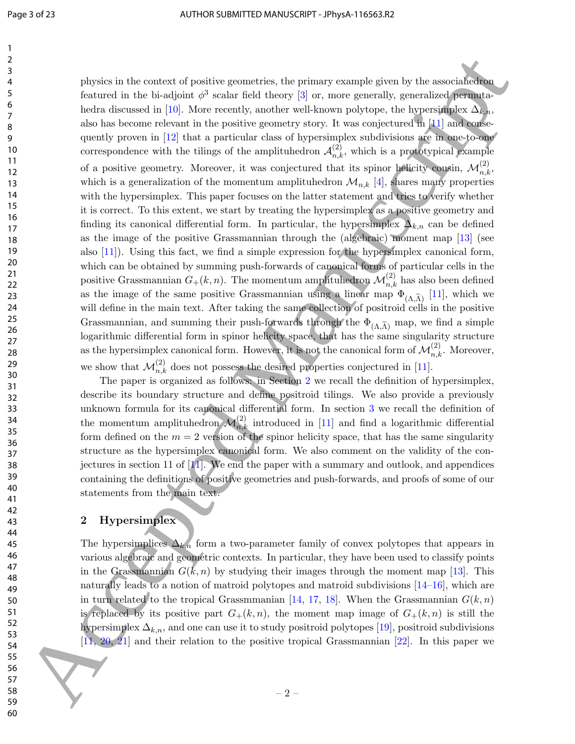physics in the context of positive geometries, the primary example given by the associahedron featured in the bi-adjoint $\phi^3$ scalar field theory [3] or, more generally, generalized permutahedra discussed in [10]. More recently, another well-known polytope, the hypersimplex $\Delta_{k,n}$, also has become relevant in the positive geometry story. It was conjectured in [11] and consequently proven in [12] that a particular class of hypersimplex subdivisions are in one-to-one correspondence with the tilings of the amplituhedron $\mathcal{A}^{(2)}_{n,k}$, which is a prototypical example of a positive geometry. Moreover, it was conjectured that its spinor helicity cousin, $\mathcal{M}^{(2)}_{n,k}$, which is a generalization of the momentum amplituhedron $\mathcal{M}_{n,k}$ [4], shares many properties with the hypersimplex. This paper focuses on the latter statement and tries to verify whether it is correct. To this extent, we start by treating the hypersimplex as a positive geometry and finding its canonical differential form. In particular, the hypersimplex $\Delta_{k,n}$ can be defined as the image of the positive Grassmannian through the (algebraic) moment map [13] (see also [11]). Using this fact, we find a simple expression for the hypersimplex canonical form, which can be obtained by summing push-forwards of canonical forms of particular cells in the positive Grassmannian $G_+(k,n)$. The momentum amplituhedron $\mathcal{M}^{(2)}_{n,k}$ has also been defined as the image of the same positive Grassmannian using a linear map $\Phi_{(\Lambda,\widetilde{\Lambda})}$ [11], which we will define in the main text. After taking the same collection of positroid cells in the positive Grassmannian, and summing their push-forwards through the $\Phi_{(\Lambda,\widetilde{\Lambda})}$ map, we find a simple logarithmic differential form in spinor helicity space, that has the same singularity structure as the hypersimplex canonical form. However, it is not the canonical form of $\mathcal{M}^{(2)}_{n,k}$. Moreover, we show that $\mathcal{M}^{(2)}_{n,k}$ does not possess the desired properties conjectured in [11].

The paper is organized as follows: in Section 2 we recall the definition of hypersimplex, describe its boundary structure and define positroid tilings. We also provide a previously unknown formula for its canonical differential form. In section 3 we recall the definition of the momentum amplituhedron $\mathcal{M}^{(2)}_{n,k}$ introduced in [11] and find a logarithmic differential form defined on the $m = 2$ version of the spinor helicity space, that has the same singularity structure as the hypersimplex canonical form. We also comment on the validity of the conjectures in section 11 of [11]. We end the paper with a summary and outlook, and appendices containing the definitions of positive geometries and push-forwards, and proofs of some of our statements from the main text.

## 2 Hypersimplex

The hypersimplices $\Delta_{k,n}$ form a two-parameter family of convex polytopes that appears in various algebraic and geometric contexts. In particular, they have been used to classify points in the Grassmannian $G(k,n)$ by studying their images through the moment map [13]. This naturally leads to a notion of matroid polytopes and matroid subdivisions [14–16], which are in turn related to the tropical Grassmmanian [14, 17, 18]. When the Grassmannian $G(k,n)$ is replaced by its positive part $G_+(k,n)$, the moment map image of $G_+(k,n)$ is still the hypersimplex $\Delta_{k,n}$, and one can use it to study positroid polytopes [19], positroid subdivisions [11, 20, 21] and their relation to the positive tropical Grassmannian [22]. In this paper we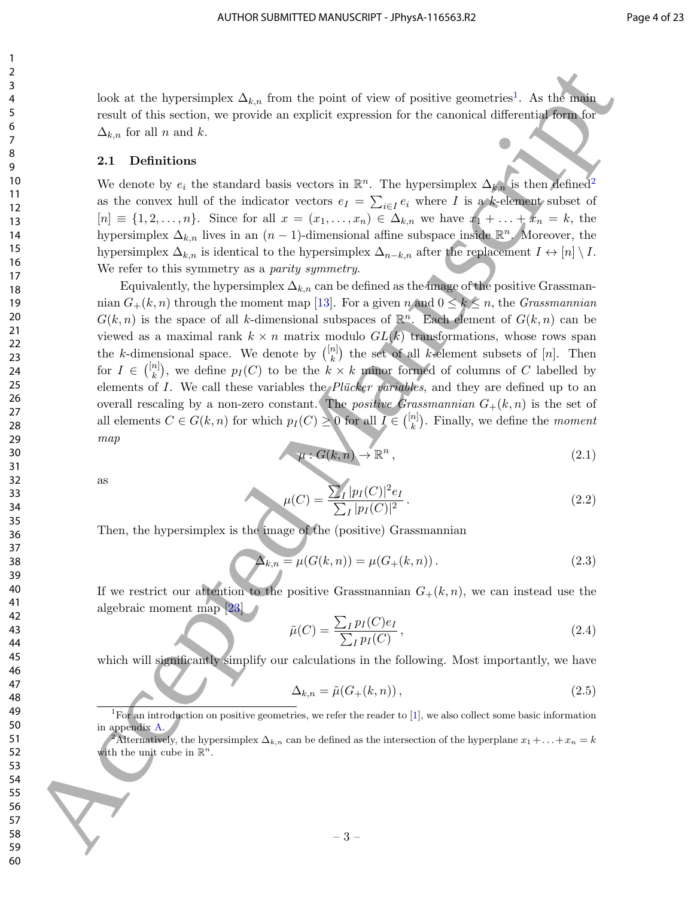look at the hypersimplex $\Delta_{k,n}$ from the point of view of positive geometries[1]. As the main result of this section, we provide an explicit expression for the canonical differential form for $\Delta_{k,n}$ for all $n$ and $k$.

### 2.1 Definitions

We denote by $e_i$ the standard basis vectors in $\mathbb{R}^n$. The hypersimplex $\Delta_{k,n}$ is then defined[2] as the convex hull of the indicator vectors $e_I = \sum_{i\in I} e_i$ where $I$ is a $k$-element subset of $[n] \equiv \{1, 2, \ldots, n\}$. Since for all $x = (x_1, \ldots, x_n) \in \Delta_{k,n}$ we have $x_1 + \ldots + x_n = k$, the hypersimplex $\Delta_{k,n}$ lives in an $(n-1)$-dimensional affine subspace inside $\mathbb{R}^n$. Moreover, the hypersimplex $\Delta_{k,n}$ is identical to the hypersimplex $\Delta_{n-k,n}$ after the replacement $I \leftrightarrow [n] \setminus I$. We refer to this symmetry as a *parity symmetry*.

Equivalently, the hypersimplex $\Delta_{k,n}$ can be defined as the image of the positive Grassmannian $G_+(k,n)$ through the moment map [13]. For a given $n$ and $0 \le k \le n$, the *Grassmannian* $G(k,n)$ is the space of all $k$-dimensional subspaces of $\mathbb{R}^n$. Each element of $G(k,n)$ can be viewed as a maximal rank $k \times n$ matrix modulo $GL(k)$ transformations, whose rows span the $k$-dimensional space. We denote by $\binom{[n]}{k}$ the set of all $k$-element subsets of $[n]$. Then for $I \in \binom{[n]}{k}$, we define $p_I(C)$ to be the $k \times k$ minor formed of columns of $C$ labelled by elements of $I$. We call these variables the *Plücker variables*, and they are defined up to an overall rescaling by a non-zero constant. The *positive Grassmannian* $G_+(k,n)$ is the set of all elements $C \in G(k,n)$ for which $p_I(C) \geq 0$ for all $I \in \binom{[n]}{k}$. Finally, we define the *moment map*

$$\mu : G(k,n) \to \mathbb{R}^n \,, \tag{2.1}$$

as

$$\mu(C) = \frac{\sum_I |p_I(C)|^2 e_I}{\sum_I |p_I(C)|^2} \,. \tag{2.2}$$

Then, the hypersimplex is the image of the (positive) Grassmannian

$$\Delta_{k,n} = \mu(G(k,n)) = \mu(G_+(k,n)) \,. \tag{2.3}$$

If we restrict our attention to the positive Grassmannian $G_+(k,n)$, we can instead use the algebraic moment map [23]

$$\tilde{\mu}(C) = \frac{\sum_I p_I(C) e_I}{\sum_I p_I(C)} \,, \tag{2.4}$$

which will significantly simplify our calculations in the following. Most importantly, we have

$$\Delta_{k,n} = \tilde{\mu}(G_+(k,n)) \,, \tag{2.5}$$

---

[1] For an introduction on positive geometries, we refer the reader to [1], we also collect some basic information in appendix A.

[2] Alternatively, the hypersimplex $\Delta_{k,n}$ can be defined as the intersection of the hyperplane $x_1 + \ldots + x_n = k$ with the unit cube in $\mathbb{R}^n$.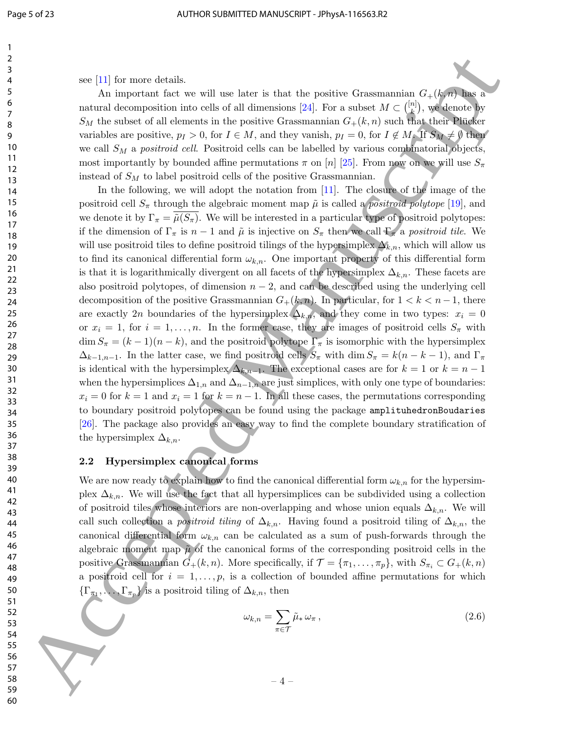see [11] for more details.

An important fact we will use later is that the positive Grassmannian $G_+(k,n)$ has a natural decomposition into cells of all dimensions [24]. For a subset $M \subset \binom{[n]}{k}$, we denote by $S_M$ the subset of all elements in the positive Grassmannian $G_+(k,n)$ such that their Plücker variables are positive, $p_I > 0$, for $I \in M$, and they vanish, $p_I = 0$, for $I \notin M$. If $S_M \neq \emptyset$ then we call $S_M$ a *positroid cell*. Positroid cells can be labelled by various combinatorial objects, most importantly by bounded affine permutations $\pi$ on $[n]$ [25]. From now on we will use $S_\pi$ instead of $S_M$ to label positroid cells of the positive Grassmannian.

In the following, we will adopt the notation from [11]. The closure of the image of the positroid cell $S_\pi$ through the algebraic moment map $\tilde{\mu}$ is called a *positroid polytope* [19], and we denote it by $\Gamma_\pi = \overline{\tilde{\mu}(S_\pi)}$. We will be interested in a particular type of positroid polytopes: if the dimension of $\Gamma_\pi$ is $n-1$ and $\tilde{\mu}$ is injective on $S_\pi$ then we call $\Gamma_\pi$ a *positroid tile*. We will use positroid tiles to define positroid tilings of the hypersimplex $\Delta_{k,n}$, which will allow us to find its canonical differential form $\omega_{k,n}$. One important property of this differential form is that it is logarithmically divergent on all facets of the hypersimplex $\Delta_{k,n}$. These facets are also positroid polytopes, of dimension $n-2$, and can be described using the underlying cell decomposition of the positive Grassmannian $G_+(k,n)$. In particular, for $1 < k < n-1$, there are exactly $2n$ boundaries of the hypersimplex $\Delta_{k,n}$, and they come in two types: $x_i = 0$ or $x_i = 1$, for $i = 1, \ldots, n$. In the former case, they are images of positroid cells $S_\pi$ with $\dim S_\pi = (k-1)(n-k)$, and the positroid polytope $\Gamma_\pi$ is isomorphic with the hypersimplex $\Delta_{k-1,n-1}$. In the latter case, we find positroid cells $S_\pi$ with $\dim S_\pi = k(n-k-1)$, and $\Gamma_\pi$ is identical with the hypersimplex $\Delta_{k,n-1}$. The exceptional cases are for $k = 1$ or $k = n-1$ when the hypersimplices $\Delta_{1,n}$ and $\Delta_{n-1,n}$ are just simplices, with only one type of boundaries: $x_i = 0$ for $k = 1$ and $x_i = 1$ for $k = n-1$. In all these cases, the permutations corresponding to boundary positroid polytopes can be found using the package `amplituhedronBoudaries` [26]. The package also provides an easy way to find the complete boundary stratification of the hypersimplex $\Delta_{k,n}$.

## 2.2 Hypersimplex canonical forms

We are now ready to explain how to find the canonical differential form $\omega_{k,n}$ for the hypersimplex $\Delta_{k,n}$. We will use the fact that all hypersimplices can be subdivided using a collection of positroid tiles whose interiors are non-overlapping and whose union equals $\Delta_{k,n}$. We will call such collection a *positroid tiling* of $\Delta_{k,n}$. Having found a positroid tiling of $\Delta_{k,n}$, the canonical differential form $\omega_{k,n}$ can be calculated as a sum of push-forwards through the algebraic moment map $\tilde{\mu}$ of the canonical forms of the corresponding positroid cells in the positive Grassmannian $G_+(k,n)$. More specifically, if $\mathcal{T} = \{\pi_1, \ldots, \pi_p\}$, with $S_{\pi_i} \subset G_+(k,n)$ a positroid cell for $i = 1, \ldots, p$, is a collection of bounded affine permutations for which $\{\Gamma_{\pi_1}, \ldots, \Gamma_{\pi_p}\}$ is a positroid tiling of $\Delta_{k,n}$, then

$$\omega_{k,n} = \sum_{\pi \in \mathcal{T}} \tilde{\mu}_* \, \omega_\pi \,, \tag{2.6}$$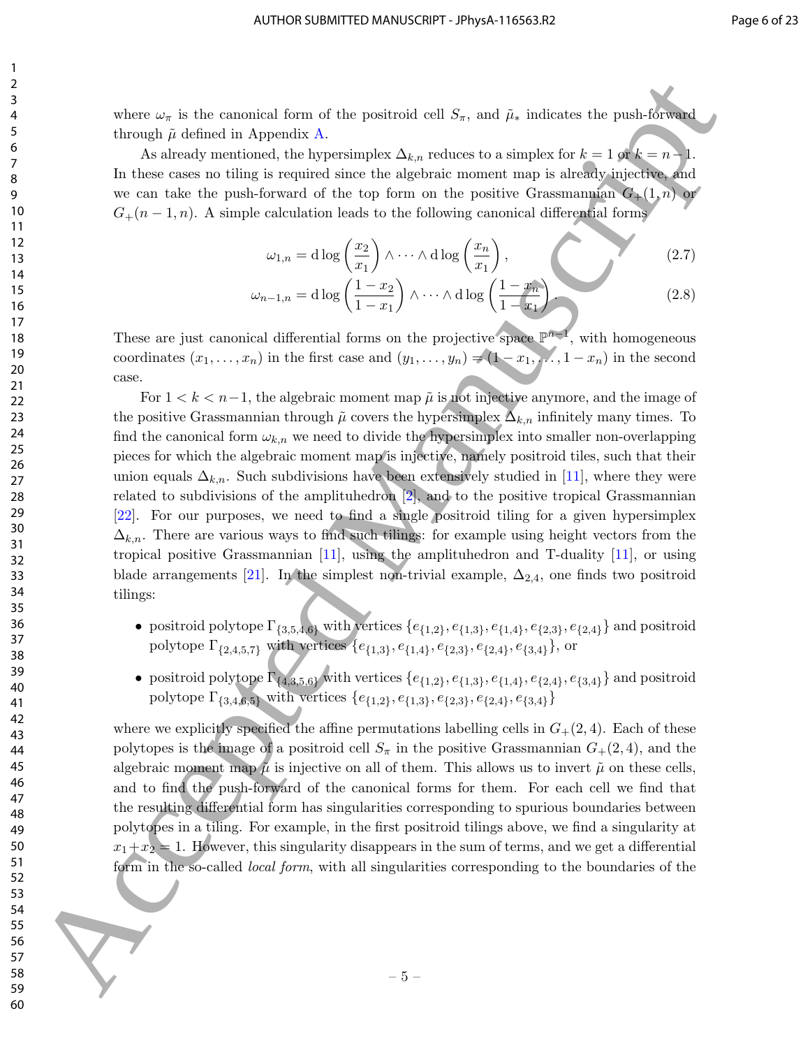where $\omega_\pi$ is the canonical form of the positroid cell $S_\pi$, and $\tilde{\mu}_*$ indicates the push-forward through $\tilde{\mu}$ defined in Appendix A.

As already mentioned, the hypersimplex $\Delta_{k,n}$ reduces to a simplex for $k=1$ or $k=n-1$. In these cases no tiling is required since the algebraic moment map is already injective, and we can take the push-forward of the top form on the positive Grassmannian $G_+(1,n)$ or $G_+(n-1,n)$. A simple calculation leads to the following canonical differential forms

$$\omega_{1,n} = \mathrm{d}\log\left(\frac{x_2}{x_1}\right) \wedge \cdots \wedge \mathrm{d}\log\left(\frac{x_n}{x_1}\right), \tag{2.7}$$

$$\omega_{n-1,n} = \mathrm{d}\log\left(\frac{1-x_2}{1-x_1}\right) \wedge \cdots \wedge \mathrm{d}\log\left(\frac{1-x_n}{1-x_1}\right). \tag{2.8}$$

These are just canonical differential forms on the projective space $\mathbb{P}^{n-1}$, with homogeneous coordinates $(x_1,\ldots,x_n)$ in the first case and $(y_1,\ldots,y_n)=(1-x_1,\ldots,1-x_n)$ in the second case.

For $1<k<n-1$, the algebraic moment map $\tilde{\mu}$ is not injective anymore, and the image of the positive Grassmannian through $\tilde{\mu}$ covers the hypersimplex $\Delta_{k,n}$ infinitely many times. To find the canonical form $\omega_{k,n}$ we need to divide the hypersimplex into smaller non-overlapping pieces for which the algebraic moment map is injective, namely positroid tiles, such that their union equals $\Delta_{k,n}$. Such subdivisions have been extensively studied in [11], where they were related to subdivisions of the amplituhedron [2], and to the positive tropical Grassmannian [22]. For our purposes, we need to find a single positroid tiling for a given hypersimplex $\Delta_{k,n}$. There are various ways to find such tilings: for example using height vectors from the tropical positive Grassmannian [11], using the amplituhedron and T-duality [11], or using blade arrangements [21]. In the simplest non-trivial example, $\Delta_{2,4}$, one finds two positroid tilings:

- positroid polytope $\Gamma_{\{3,5,4,6\}}$ with vertices $\{e_{\{1,2\}}, e_{\{1,3\}}, e_{\{1,4\}}, e_{\{2,3\}}, e_{\{2,4\}}\}$ and positroid polytope $\Gamma_{\{2,4,5,7\}}$ with vertices $\{e_{\{1,3\}}, e_{\{1,4\}}, e_{\{2,3\}}, e_{\{2,4\}}, e_{\{3,4\}}\}$, or
- positroid polytope $\Gamma_{\{4,3,5,6\}}$ with vertices $\{e_{\{1,2\}}, e_{\{1,3\}}, e_{\{1,4\}}, e_{\{2,4\}}, e_{\{3,4\}}\}$ and positroid polytope $\Gamma_{\{3,4,6,5\}}$ with vertices $\{e_{\{1,2\}}, e_{\{1,3\}}, e_{\{2,3\}}, e_{\{2,4\}}, e_{\{3,4\}}\}$

where we explicitly specified the affine permutations labelling cells in $G_+(2,4)$. Each of these polytopes is the image of a positroid cell $S_\pi$ in the positive Grassmannian $G_+(2,4)$, and the algebraic moment map $\tilde{\mu}$ is injective on all of them. This allows us to invert $\tilde{\mu}$ on these cells, and to find the push-forward of the canonical forms for them. For each cell we find that the resulting differential form has singularities corresponding to spurious boundaries between polytopes in a tiling. For example, in the first positroid tilings above, we find a singularity at $x_1+x_2=1$. However, this singularity disappears in the sum of terms, and we get a differential form in the so-called *local form*, with all singularities corresponding to the boundaries of the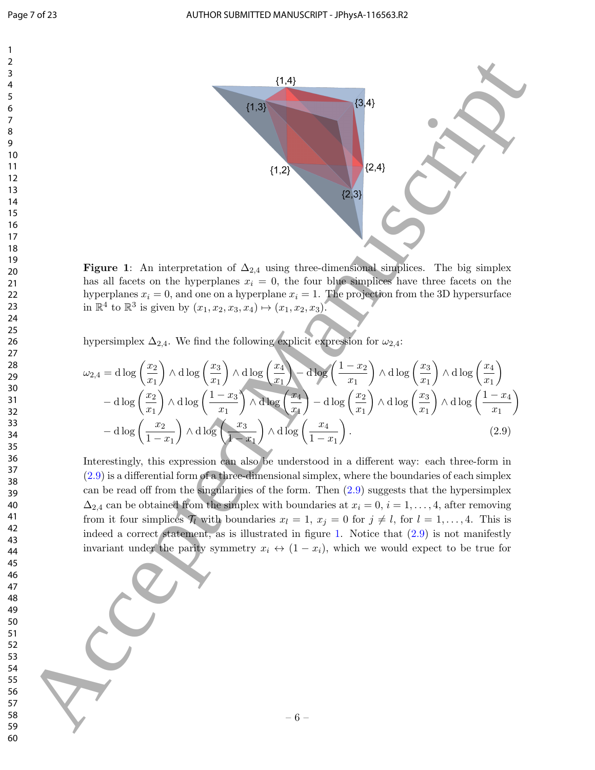**Figure 1**: An interpretation of $\Delta_{2,4}$ using three-dimensional simplices. The big simplex has all facets on the hyperplanes $x_i = 0$, the four blue simplices have three facets on the hyperplanes $x_i = 0$, and one on a hyperplane $x_i = 1$. The projection from the 3D hypersurface in $\mathbb{R}^4$ to $\mathbb{R}^3$ is given by $(x_1, x_2, x_3, x_4) \mapsto (x_1, x_2, x_3)$.

hypersimplex $\Delta_{2,4}$. We find the following explicit expression for $\omega_{2,4}$:

$$
\begin{aligned}
\omega_{2,4} = \;& \mathrm{d}\log\left(\frac{x_2}{x_1}\right) \wedge \mathrm{d}\log\left(\frac{x_3}{x_1}\right) \wedge \mathrm{d}\log\left(\frac{x_4}{x_1}\right) - \mathrm{d}\log\left(\frac{1-x_2}{x_1}\right) \wedge \mathrm{d}\log\left(\frac{x_3}{x_1}\right) \wedge \mathrm{d}\log\left(\frac{x_4}{x_1}\right) \\
& - \mathrm{d}\log\left(\frac{x_2}{x_1}\right) \wedge \mathrm{d}\log\left(\frac{1-x_3}{x_1}\right) \wedge \mathrm{d}\log\left(\frac{x_4}{x_1}\right) - \mathrm{d}\log\left(\frac{x_2}{x_1}\right) \wedge \mathrm{d}\log\left(\frac{x_3}{x_1}\right) \wedge \mathrm{d}\log\left(\frac{1-x_4}{x_1}\right) \\
& - \mathrm{d}\log\left(\frac{x_2}{1-x_1}\right) \wedge \mathrm{d}\log\left(\frac{x_3}{1-x_1}\right) \wedge \mathrm{d}\log\left(\frac{x_4}{1-x_1}\right).
\end{aligned} \tag{2.9}
$$

Interestingly, this expression can also be understood in a different way: each three-form in (2.9) is a differential form of a three-dimensional simplex, where the boundaries of each simplex can be read off from the singularities of the form. Then (2.9) suggests that the hypersimplex $\Delta_{2,4}$ can be obtained from the simplex with boundaries at $x_i = 0$, $i = 1, \ldots, 4$, after removing from it four simplices $\mathcal{T}_l$ with boundaries $x_l = 1$, $x_j = 0$ for $j \neq l$, for $l = 1, \ldots, 4$. This is indeed a correct statement, as is illustrated in figure 1. Notice that (2.9) is not manifestly invariant under the parity symmetry $x_i \leftrightarrow (1 - x_i)$, which we would expect to be true for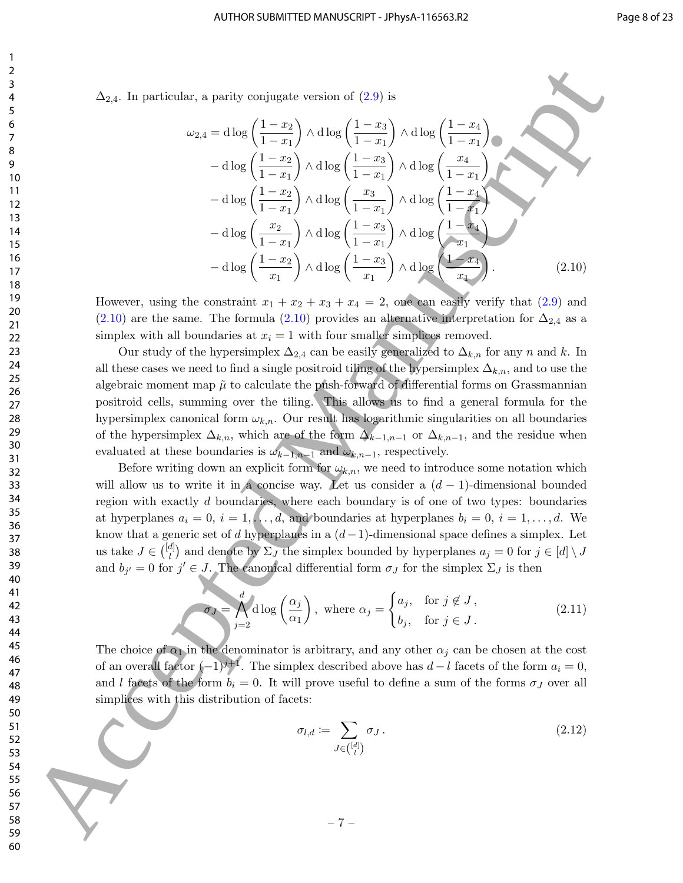$\Delta_{2,4}$. In particular, a parity conjugate version of (2.9) is

$$
\begin{aligned}
\omega_{2,4} = &\, \mathrm{d}\log\left(\frac{1-x_2}{1-x_1}\right) \wedge \mathrm{d}\log\left(\frac{1-x_3}{1-x_1}\right) \wedge \mathrm{d}\log\left(\frac{1-x_4}{1-x_1}\right) \\
&- \mathrm{d}\log\left(\frac{1-x_2}{1-x_1}\right) \wedge \mathrm{d}\log\left(\frac{1-x_3}{1-x_1}\right) \wedge \mathrm{d}\log\left(\frac{x_4}{1-x_1}\right) \\
&- \mathrm{d}\log\left(\frac{1-x_2}{1-x_1}\right) \wedge \mathrm{d}\log\left(\frac{x_3}{1-x_1}\right) \wedge \mathrm{d}\log\left(\frac{1-x_4}{1-x_1}\right) \\
&- \mathrm{d}\log\left(\frac{x_2}{1-x_1}\right) \wedge \mathrm{d}\log\left(\frac{1-x_3}{1-x_1}\right) \wedge \mathrm{d}\log\left(\frac{1-x_4}{x_1}\right) \\
&- \mathrm{d}\log\left(\frac{1-x_2}{x_1}\right) \wedge \mathrm{d}\log\left(\frac{1-x_3}{x_1}\right) \wedge \mathrm{d}\log\left(\frac{1-x_4}{x_1}\right).
\end{aligned} \tag{2.10}
$$

However, using the constraint $x_1 + x_2 + x_3 + x_4 = 2$, one can easily verify that (2.9) and (2.10) are the same. The formula (2.10) provides an alternative interpretation for $\Delta_{2,4}$ as a simplex with all boundaries at $x_i = 1$ with four smaller simplices removed.

Our study of the hypersimplex $\Delta_{2,4}$ can be easily generalized to $\Delta_{k,n}$ for any $n$ and $k$. In all these cases we need to find a single positroid tiling of the hypersimplex $\Delta_{k,n}$, and to use the algebraic moment map $\tilde{\mu}$ to calculate the push-forward of differential forms on Grassmannian positroid cells, summing over the tiling. This allows us to find a general formula for the hypersimplex canonical form $\omega_{k,n}$. Our result has logarithmic singularities on all boundaries of the hypersimplex $\Delta_{k,n}$, which are of the form $\Delta_{k-1,n-1}$ or $\Delta_{k,n-1}$, and the residue when evaluated at these boundaries is $\omega_{k-1,n-1}$ and $\omega_{k,n-1}$, respectively.

Before writing down an explicit form for $\omega_{k,n}$, we need to introduce some notation which will allow us to write it in a concise way. Let us consider a $(d-1)$-dimensional bounded region with exactly $d$ boundaries, where each boundary is of one of two types: boundaries at hyperplanes $a_i = 0$, $i = 1, \ldots, d$, and boundaries at hyperplanes $b_i = 0$, $i = 1, \ldots, d$. We know that a generic set of $d$ hyperplanes in a $(d-1)$-dimensional space defines a simplex. Let us take $J \in \binom{[d]}{l}$ and denote by $\Sigma_J$ the simplex bounded by hyperplanes $a_j = 0$ for $j \in [d] \setminus J$ and $b_{j'} = 0$ for $j' \in J$. The canonical differential form $\sigma_J$ for the simplex $\Sigma_J$ is then

$$
\sigma_J = \bigwedge_{j=2}^{d} \mathrm{d}\log\left(\frac{\alpha_j}{\alpha_1}\right), \text{ where } \alpha_j = \begin{cases} a_j, & \text{for } j \notin J\,, \\ b_j, & \text{for } j \in J\,. \end{cases} \tag{2.11}
$$

The choice of $\alpha_1$ in the denominator is arbitrary, and any other $\alpha_j$ can be chosen at the cost of an overall factor $(-1)^{j+1}$. The simplex described above has $d-l$ facets of the form $a_i = 0$, and $l$ facets of the form $b_i = 0$. It will prove useful to define a sum of the forms $\sigma_J$ over all simplices with this distribution of facets:

$$
\sigma_{l,d} := \sum_{J \in \binom{[d]}{l}} \sigma_J\,. \tag{2.12}
$$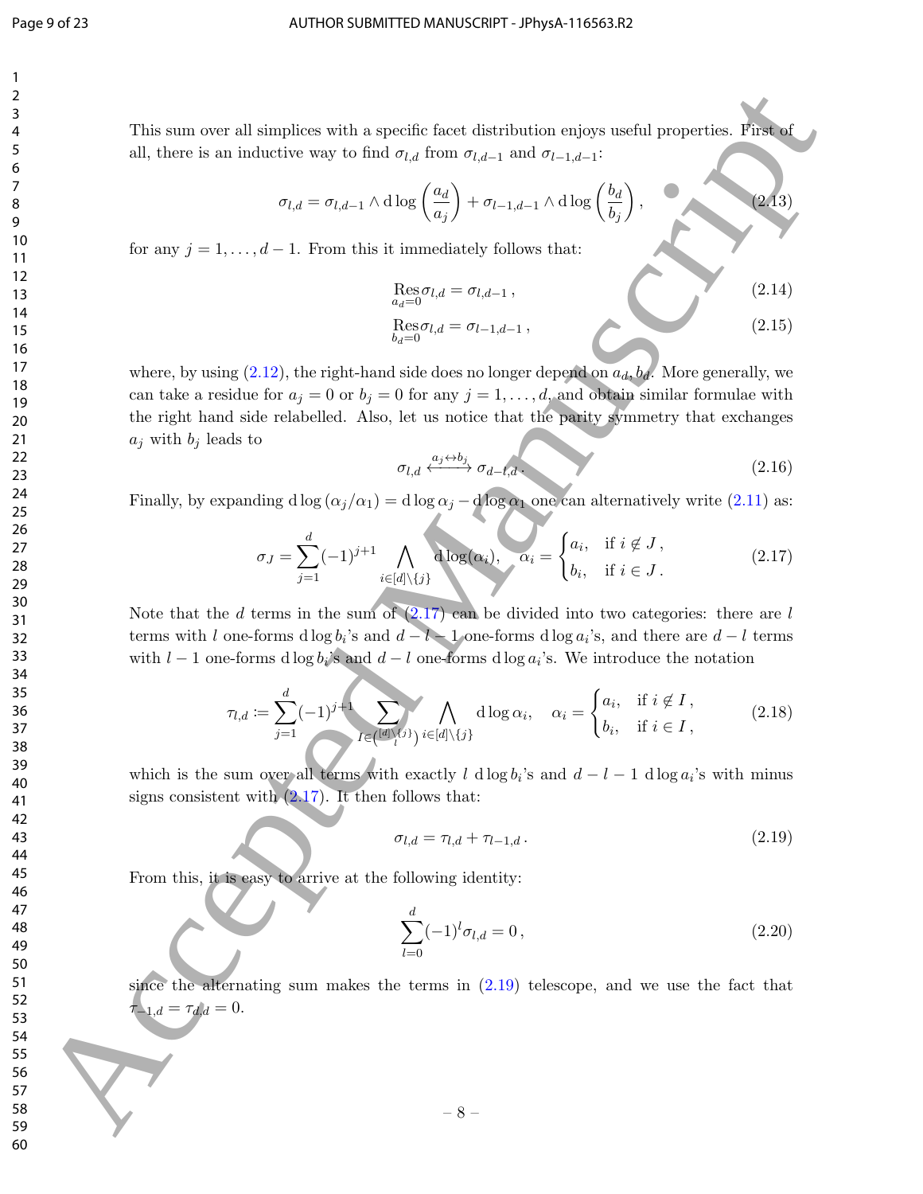This sum over all simplices with a specific facet distribution enjoys useful properties. First of all, there is an inductive way to find $\sigma_{l,d}$ from $\sigma_{l,d-1}$ and $\sigma_{l-1,d-1}$:

$$\sigma_{l,d} = \sigma_{l,d-1} \wedge \mathrm{d}\log\left(\frac{a_d}{a_j}\right) + \sigma_{l-1,d-1} \wedge \mathrm{d}\log\left(\frac{b_d}{b_j}\right), \tag{2.13}$$

for any $j = 1, \ldots, d-1$. From this it immediately follows that:

$$\underset{a_d=0}{\mathrm{Res}}\, \sigma_{l,d} = \sigma_{l,d-1}\,, \tag{2.14}$$

$$\underset{b_d=0}{\mathrm{Res}}\, \sigma_{l,d} = \sigma_{l-1,d-1}\,, \tag{2.15}$$

where, by using (2.12), the right-hand side does no longer depend on $a_d, b_d$. More generally, we can take a residue for $a_j = 0$ or $b_j = 0$ for any $j = 1, \ldots, d$, and obtain similar formulae with the right hand side relabelled. Also, let us notice that the parity symmetry that exchanges $a_j$ with $b_j$ leads to

$$\sigma_{l,d} \xleftrightarrow{a_j \leftrightarrow b_j} \sigma_{d-l,d}\,. \tag{2.16}$$

Finally, by expanding $\mathrm{d}\log(\alpha_j/\alpha_1) = \mathrm{d}\log\alpha_j - \mathrm{d}\log\alpha_1$ one can alternatively write (2.11) as:

$$\sigma_J = \sum_{j=1}^{d} (-1)^{j+1} \bigwedge_{i\in[d]\setminus\{j\}} \mathrm{d}\log(\alpha_i), \quad \alpha_i = \begin{cases} a_i, & \text{if } i \notin J\,, \\ b_i, & \text{if } i \in J\,. \end{cases} \tag{2.17}$$

Note that the $d$ terms in the sum of (2.17) can be divided into two categories: there are $l$ terms with $l$ one-forms $\mathrm{d}\log b_i$'s and $d-l-1$ one-forms $\mathrm{d}\log a_i$'s, and there are $d-l$ terms with $l-1$ one-forms $\mathrm{d}\log b_i$'s and $d-l$ one-forms $\mathrm{d}\log a_i$'s. We introduce the notation

$$\tau_{l,d} := \sum_{j=1}^{d} (-1)^{j+1} \sum_{I\in\binom{[d]\setminus\{j\}}{l}} \bigwedge_{i\in[d]\setminus\{j\}} \mathrm{d}\log\alpha_i, \quad \alpha_i = \begin{cases} a_i, & \text{if } i \notin I\,, \\ b_i, & \text{if } i \in I\,, \end{cases} \tag{2.18}$$

which is the sum over all terms with exactly $l$ $\mathrm{d}\log b_i$'s and $d-l-1$ $\mathrm{d}\log a_i$'s with minus signs consistent with (2.17). It then follows that:

$$\sigma_{l,d} = \tau_{l,d} + \tau_{l-1,d}\,. \tag{2.19}$$

From this, it is easy to arrive at the following identity:

$$\sum_{l=0}^{d} (-1)^l \sigma_{l,d} = 0\,, \tag{2.20}$$

since the alternating sum makes the terms in (2.19) telescope, and we use the fact that $\tau_{-1,d} = \tau_{d,d} = 0$.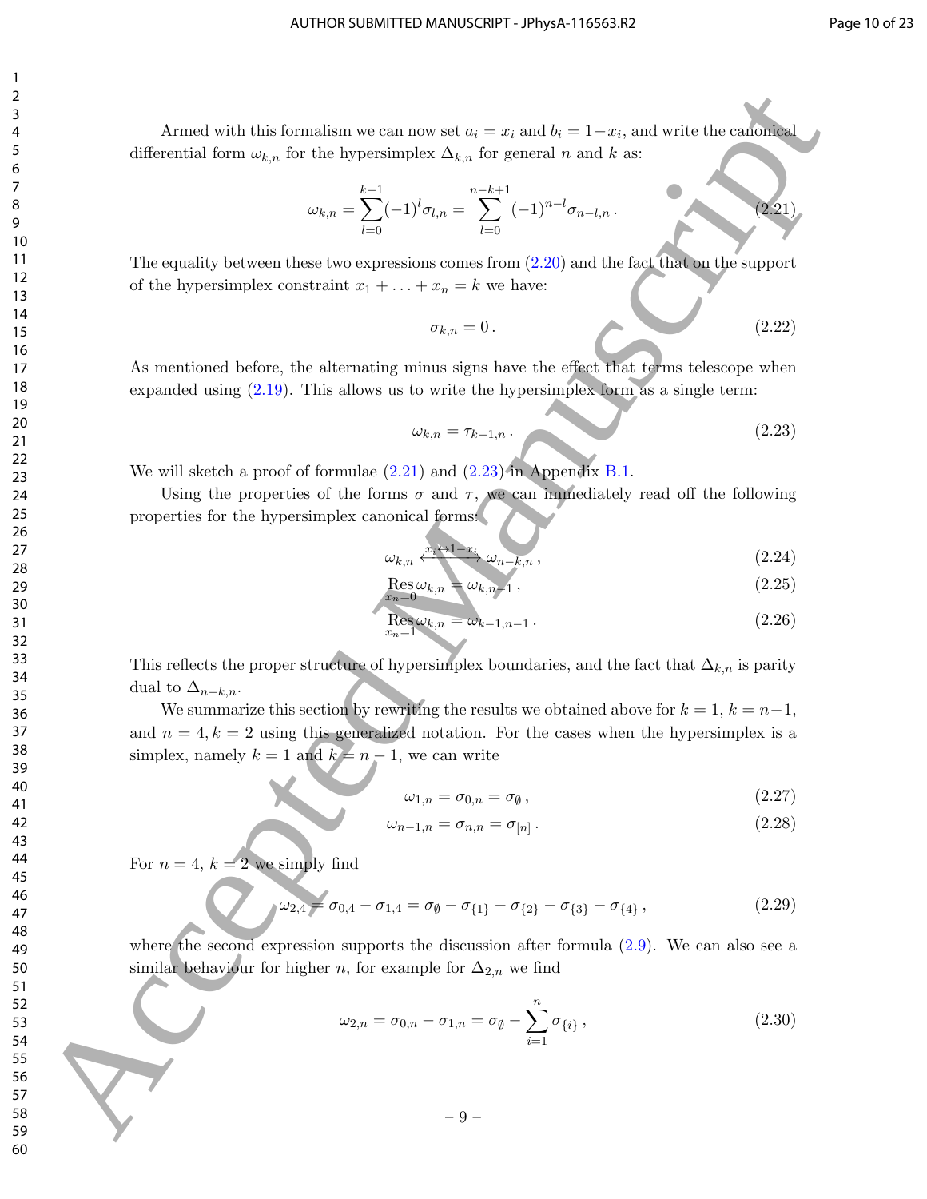Armed with this formalism we can now set $a_i = x_i$ and $b_i = 1 - x_i$, and write the canonical differential form $\omega_{k,n}$ for the hypersimplex $\Delta_{k,n}$ for general $n$ and $k$ as:

$$\omega_{k,n} = \sum_{l=0}^{k-1} (-1)^l \sigma_{l,n} = \sum_{l=0}^{n-k+1} (-1)^{n-l} \sigma_{n-l,n} \,. \tag{2.21}$$

The equality between these two expressions comes from (2.20) and the fact that on the support of the hypersimplex constraint $x_1 + \ldots + x_n = k$ we have:

$$\sigma_{k,n} = 0 \,. \tag{2.22}$$

As mentioned before, the alternating minus signs have the effect that terms telescope when expanded using (2.19). This allows us to write the hypersimplex form as a single term:

$$\omega_{k,n} = \tau_{k-1,n} \,. \tag{2.23}$$

We will sketch a proof of formulae (2.21) and (2.23) in Appendix B.1.

Using the properties of the forms $\sigma$ and $\tau$, we can immediately read off the following properties for the hypersimplex canonical forms:

$$\omega_{k,n} \xleftrightarrow{x_i \leftrightarrow 1 - x_i} \omega_{n-k,n} \,, \tag{2.24}$$

$$\operatorname*{Res}_{x_n=0} \omega_{k,n} = \omega_{k,n-1} \,, \tag{2.25}$$

$$\operatorname*{Res}_{x_n=1} \omega_{k,n} = \omega_{k-1,n-1} \,. \tag{2.26}$$

This reflects the proper structure of hypersimplex boundaries, and the fact that $\Delta_{k,n}$ is parity dual to $\Delta_{n-k,n}$.

We summarize this section by rewriting the results we obtained above for $k = 1$, $k = n-1$, and $n = 4, k = 2$ using this generalized notation. For the cases when the hypersimplex is a simplex, namely $k = 1$ and $k = n - 1$, we can write

$$\omega_{1,n} = \sigma_{0,n} = \sigma_{\emptyset} \,, \tag{2.27}$$

$$\omega_{n-1,n} = \sigma_{n,n} = \sigma_{[n]} \,. \tag{2.28}$$

For $n = 4$, $k = 2$ we simply find

$$\omega_{2,4} = \sigma_{0,4} - \sigma_{1,4} = \sigma_{\emptyset} - \sigma_{\{1\}} - \sigma_{\{2\}} - \sigma_{\{3\}} - \sigma_{\{4\}} \,, \tag{2.29}$$

where the second expression supports the discussion after formula (2.9). We can also see a similar behaviour for higher $n$, for example for $\Delta_{2,n}$ we find

$$\omega_{2,n} = \sigma_{0,n} - \sigma_{1,n} = \sigma_{\emptyset} - \sum_{i=1}^{n} \sigma_{\{i\}} \,, \tag{2.30}$$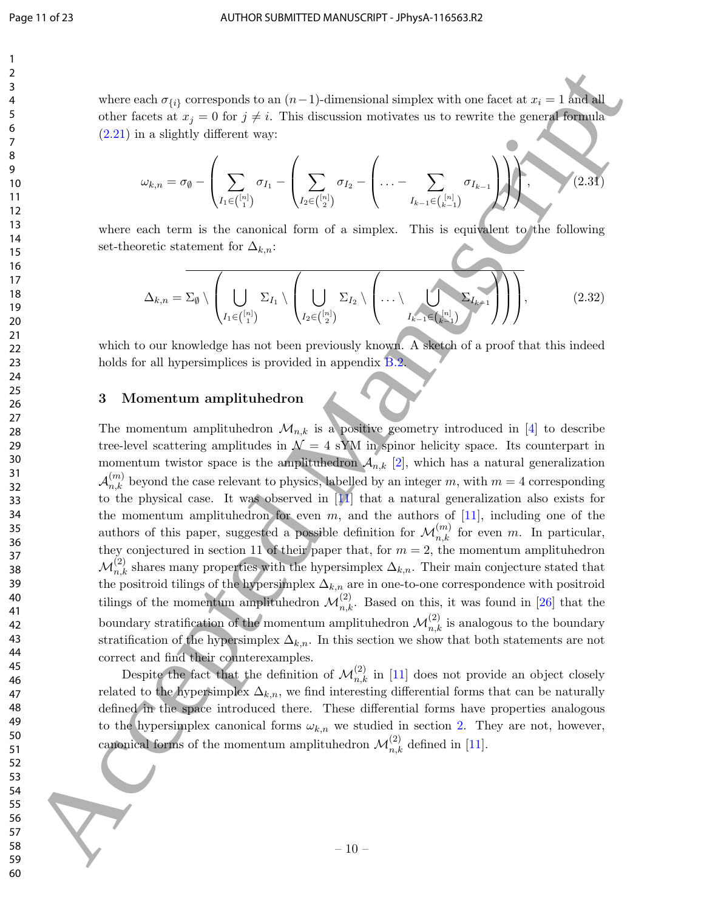where each $\sigma_{\{i\}}$ corresponds to an $(n-1)$-dimensional simplex with one facet at $x_i = 1$ and all other facets at $x_j = 0$ for $j \neq i$. This discussion motivates us to rewrite the general formula (2.21) in a slightly different way:

$$\omega_{k,n} = \sigma_\emptyset - \left( \sum_{I_1 \in \binom{[n]}{1}} \sigma_{I_1} - \left( \sum_{I_2 \in \binom{[n]}{2}} \sigma_{I_2} - \left( \ldots - \sum_{I_{k-1} \in \binom{[n]}{k-1}} \sigma_{I_{k-1}} \right)\right)\right), \tag{2.31}$$

where each term is the canonical form of a simplex. This is equivalent to the following set-theoretic statement for $\Delta_{k,n}$:

$$\Delta_{k,n} = \overline{\Sigma_\emptyset \setminus \left( \bigcup_{I_1 \in \binom{[n]}{1}} \Sigma_{I_1} \setminus \left( \bigcup_{I_2 \in \binom{[n]}{2}} \Sigma_{I_2} \setminus \left( \ldots \setminus \bigcup_{I_{k-1} \in \binom{[n]}{k-1}} \Sigma_{I_{k-1}} \right)\right)\right)}, \tag{2.32}$$

which to our knowledge has not been previously known. A sketch of a proof that this indeed holds for all hypersimplices is provided in appendix B.2.

## 3 Momentum amplituhedron

The momentum amplituhedron $\mathcal{M}_{n,k}$ is a positive geometry introduced in [4] to describe tree-level scattering amplitudes in $\mathcal{N} = 4$ sYM in spinor helicity space. Its counterpart in momentum twistor space is the amplituhedron $\mathcal{A}_{n,k}$ [2], which has a natural generalization $\mathcal{A}^{(m)}_{n,k}$ beyond the case relevant to physics, labelled by an integer $m$, with $m = 4$ corresponding to the physical case. It was observed in [11] that a natural generalization also exists for the momentum amplituhedron for even $m$, and the authors of [11], including one of the authors of this paper, suggested a possible definition for $\mathcal{M}^{(m)}_{n,k}$ for even $m$. In particular, they conjectured in section 11 of their paper that, for $m = 2$, the momentum amplituhedron $\mathcal{M}^{(2)}_{n,k}$ shares many properties with the hypersimplex $\Delta_{k,n}$. Their main conjecture stated that the positroid tilings of the hypersimplex $\Delta_{k,n}$ are in one-to-one correspondence with positroid tilings of the momentum amplituhedron $\mathcal{M}^{(2)}_{n,k}$. Based on this, it was found in [26] that the boundary stratification of the momentum amplituhedron $\mathcal{M}^{(2)}_{n,k}$ is analogous to the boundary stratification of the hypersimplex $\Delta_{k,n}$. In this section we show that both statements are not correct and find their counterexamples.

Despite the fact that the definition of $\mathcal{M}^{(2)}_{n,k}$ in [11] does not provide an object closely related to the hypersimplex $\Delta_{k,n}$, we find interesting differential forms that can be naturally defined in the space introduced there. These differential forms have properties analogous to the hypersimplex canonical forms $\omega_{k,n}$ we studied in section 2. They are not, however, canonical forms of the momentum amplituhedron $\mathcal{M}^{(2)}_{n,k}$ defined in [11].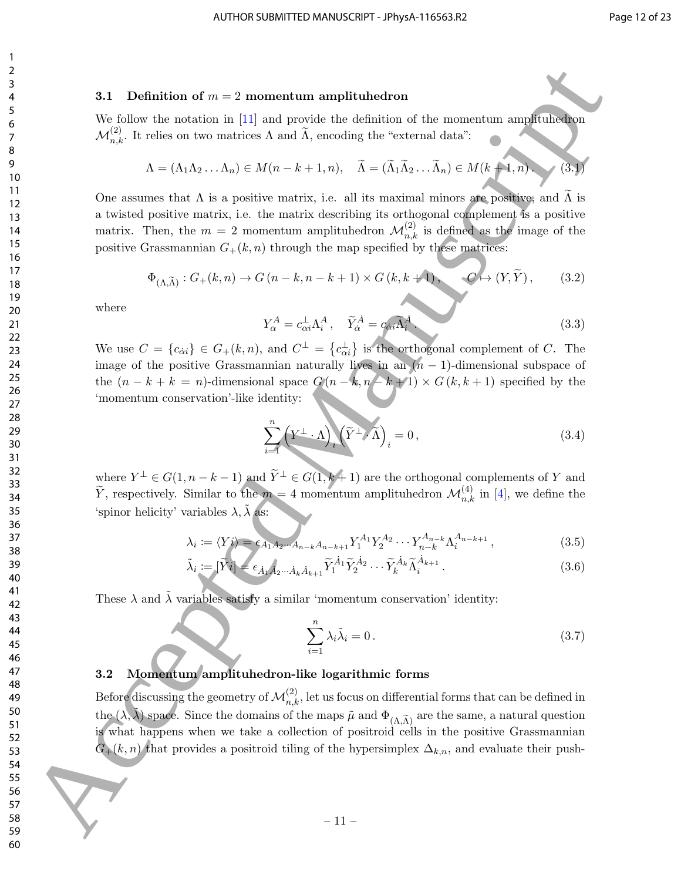### 3.1 Definition of $m = 2$ momentum amplituhedron

We follow the notation in [11] and provide the definition of the momentum amplituhedron $\mathcal{M}^{(2)}_{n,k}$. It relies on two matrices $\Lambda$ and $\widetilde{\Lambda}$, encoding the "external data":

$$\Lambda = (\Lambda_1 \Lambda_2 \ldots \Lambda_n) \in M(n-k+1, n), \quad \widetilde{\Lambda} = (\widetilde{\Lambda}_1 \widetilde{\Lambda}_2 \ldots \widetilde{\Lambda}_n) \in M(k+1, n). \tag{3.1}$$

One assumes that $\Lambda$ is a positive matrix, i.e. all its maximal minors are positive, and $\widetilde{\Lambda}$ is a twisted positive matrix, i.e. the matrix describing its orthogonal complement is a positive matrix. Then, the $m = 2$ momentum amplituhedron $\mathcal{M}^{(2)}_{n,k}$ is defined as the image of the positive Grassmannian $G_+(k, n)$ through the map specified by these matrices:

$$\Phi_{(\Lambda, \widetilde{\Lambda})} : G_+(k, n) \to G(n-k, n-k+1) \times G(k, k+1), \qquad C \mapsto (Y, \widetilde{Y}), \tag{3.2}$$

where

$$Y^A_\alpha = c^\perp_{\alpha i} \Lambda^A_i, \quad \widetilde{Y}^{\dot{A}}_{\dot{\alpha}} = c_{\dot{\alpha} i} \widetilde{\Lambda}^{\dot{A}}_i. \tag{3.3}$$

We use $C = \{c_{\dot{\alpha} i}\} \in G_+(k, n)$, and $C^\perp = \{c^\perp_{\alpha i}\}$ is the orthogonal complement of $C$. The image of the positive Grassmannian naturally lives in an $(n-1)$-dimensional subspace of the $(n - k + k = n)$-dimensional space $G(n-k, n-k+1) \times G(k, k+1)$ specified by the 'momentum conservation'-like identity:

$$\sum_{i=1}^n \left(Y^\perp \cdot \Lambda\right)_i \left(\widetilde{Y}^\perp \cdot \widetilde{\Lambda}\right)_i = 0, \tag{3.4}$$

where $Y^\perp \in G(1, n-k-1)$ and $\widetilde{Y}^\perp \in G(1, k+1)$ are the orthogonal complements of $Y$ and $\widetilde{Y}$, respectively. Similar to the $m = 4$ momentum amplituhedron $\mathcal{M}^{(4)}_{n,k}$ in [4], we define the 'spinor helicity' variables $\lambda, \tilde{\lambda}$ as:

$$\lambda_i := \langle Y i \rangle = \epsilon_{A_1 A_2 \cdots A_{n-k} A_{n-k+1}} Y^{A_1}_1 Y^{A_2}_2 \cdots Y^{A_{n-k}}_{n-k} \Lambda^{A_{n-k+1}}_i, \tag{3.5}$$

$$\tilde{\lambda}_i := [\widetilde{Y} i] = \epsilon_{\dot{A}_1 \dot{A}_2 \cdots \dot{A}_k \dot{A}_{k+1}} \widetilde{Y}^{\dot{A}_1}_1 \widetilde{Y}^{\dot{A}_2}_2 \cdots \widetilde{Y}^{\dot{A}_k}_k \widetilde{\Lambda}^{\dot{A}_{k+1}}_i. \tag{3.6}$$

These $\lambda$ and $\tilde{\lambda}$ variables satisfy a similar 'momentum conservation' identity:

$$\sum_{i=1}^n \lambda_i \tilde{\lambda}_i = 0. \tag{3.7}$$

### 3.2 Momentum amplituhedron-like logarithmic forms

Before discussing the geometry of $\mathcal{M}^{(2)}_{n,k}$, let us focus on differential forms that can be defined in the $(\lambda, \tilde{\lambda})$ space. Since the domains of the maps $\tilde{\mu}$ and $\Phi_{(\Lambda, \widetilde{\Lambda})}$ are the same, a natural question is what happens when we take a collection of positroid cells in the positive Grassmannian $G_+(k, n)$ that provides a positroid tiling of the hypersimplex $\Delta_{k,n}$, and evaluate their push-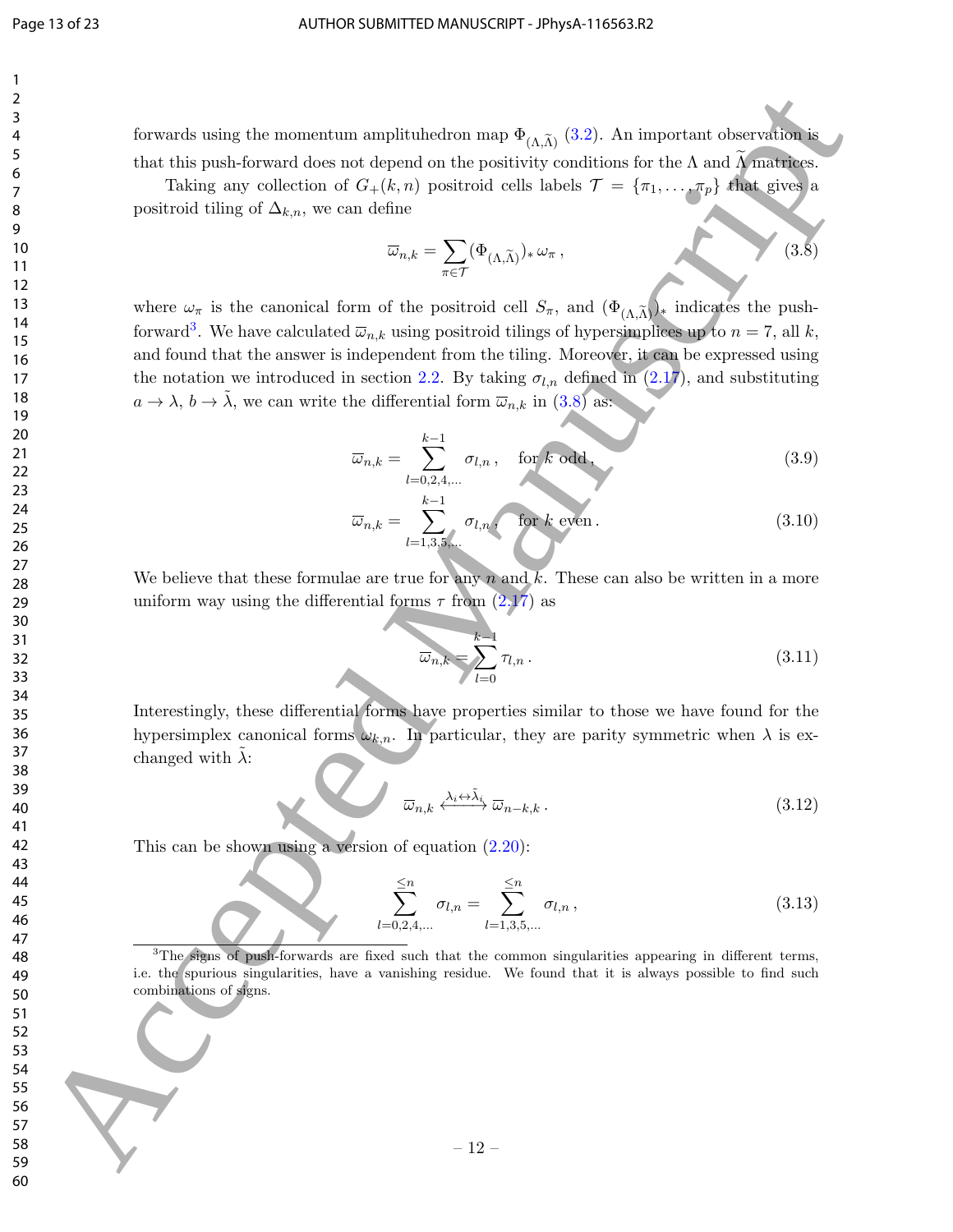forwards using the momentum amplituhedron map $\Phi_{(\Lambda,\widetilde{\Lambda})}$ (3.2). An important observation is that this push-forward does not depend on the positivity conditions for the $\Lambda$ and $\widetilde{\Lambda}$ matrices.

Taking any collection of $G_+(k,n)$ positroid cells labels $\mathcal{T} = \{\pi_1,\ldots,\pi_p\}$ that gives a positroid tiling of $\Delta_{k,n}$, we can define

$$\overline{\omega}_{n,k} = \sum_{\pi\in\mathcal{T}} (\Phi_{(\Lambda,\widetilde{\Lambda})})_*\,\omega_\pi\,, \tag{3.8}$$

where $\omega_\pi$ is the canonical form of the positroid cell $S_\pi$, and $(\Phi_{(\Lambda,\widetilde{\Lambda})})_*$ indicates the push-forward[3]. We have calculated $\overline{\omega}_{n,k}$ using positroid tilings of hypersimplices up to $n=7$, all $k$, and found that the answer is independent from the tiling. Moreover, it can be expressed using the notation we introduced in section 2.2. By taking $\sigma_{l,n}$ defined in (2.17), and substituting $a\to\lambda$, $b\to\tilde{\lambda}$, we can write the differential form $\overline{\omega}_{n,k}$ in (3.8) as:

$$\overline{\omega}_{n,k} = \sum_{l=0,2,4,\ldots}^{k-1} \sigma_{l,n}\,,\quad \text{for } k \text{ odd}\,, \tag{3.9}$$

$$\overline{\omega}_{n,k} = \sum_{l=1,3,5,\ldots}^{k-1} \sigma_{l,n}\,,\quad \text{for } k \text{ even}\,. \tag{3.10}$$

We believe that these formulae are true for any $n$ and $k$. These can also be written in a more uniform way using the differential forms $\tau$ from (2.17) as

$$\overline{\omega}_{n,k} = \sum_{l=0}^{k-1} \tau_{l,n}\,. \tag{3.11}$$

Interestingly, these differential forms have properties similar to those we have found for the hypersimplex canonical forms $\omega_{k,n}$. In particular, they are parity symmetric when $\lambda$ is exchanged with $\tilde{\lambda}$:

$$\overline{\omega}_{n,k} \xleftrightarrow{\lambda_i\leftrightarrow\tilde{\lambda}_i} \overline{\omega}_{n-k,k}\,. \tag{3.12}$$

This can be shown using a version of equation (2.20):

$$\sum_{l=0,2,4,\ldots}^{\leq n} \sigma_{l,n} = \sum_{l=1,3,5,\ldots}^{\leq n} \sigma_{l,n}\,, \tag{3.13}$$

[3] The signs of push-forwards are fixed such that the common singularities appearing in different terms, i.e. the spurious singularities, have a vanishing residue. We found that it is always possible to find such combinations of signs.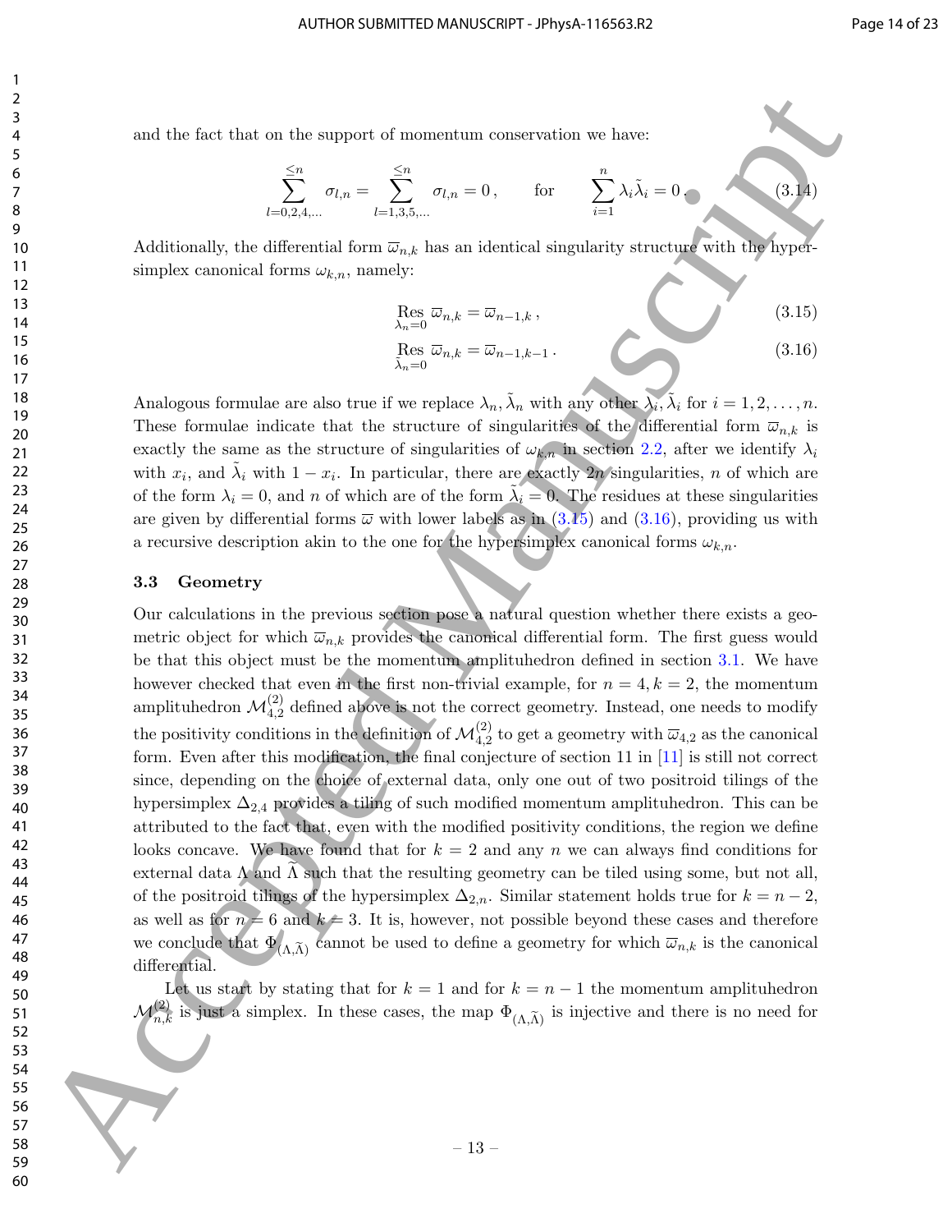and the fact that on the support of momentum conservation we have:

$$\sum_{l=0,2,4,\ldots}^{\leq n} \sigma_{l,n} = \sum_{l=1,3,5,\ldots}^{\leq n} \sigma_{l,n} = 0\,, \qquad \text{for} \qquad \sum_{i=1}^{n} \lambda_i \tilde{\lambda}_i = 0\,. \tag{3.14}$$

Additionally, the differential form $\varpi_{n,k}$ has an identical singularity structure with the hypersimplex canonical forms $\omega_{k,n}$, namely:

$$\operatorname*{Res}_{\lambda_n=0} \varpi_{n,k} = \varpi_{n-1,k}\,, \tag{3.15}$$

$$\operatorname*{Res}_{\tilde{\lambda}_n=0} \varpi_{n,k} = \varpi_{n-1,k-1}\,. \tag{3.16}$$

Analogous formulae are also true if we replace $\lambda_n, \tilde{\lambda}_n$ with any other $\lambda_i, \tilde{\lambda}_i$ for $i = 1, 2, \ldots, n$. These formulae indicate that the structure of singularities of the differential form $\varpi_{n,k}$ is exactly the same as the structure of singularities of $\omega_{k,n}$ in section 2.2, after we identify $\lambda_i$ with $x_i$, and $\tilde{\lambda}_i$ with $1 - x_i$. In particular, there are exactly $2n$ singularities, $n$ of which are of the form $\lambda_i = 0$, and $n$ of which are of the form $\tilde{\lambda}_i = 0$. The residues at these singularities are given by differential forms $\varpi$ with lower labels as in (3.15) and (3.16), providing us with a recursive description akin to the one for the hypersimplex canonical forms $\omega_{k,n}$.

### 3.3 Geometry

Our calculations in the previous section pose a natural question whether there exists a geometric object for which $\varpi_{n,k}$ provides the canonical differential form. The first guess would be that this object must be the momentum amplituhedron defined in section 3.1. We have however checked that even in the first non-trivial example, for $n = 4, k = 2$, the momentum amplituhedron $\mathcal{M}^{(2)}_{4,2}$ defined above is not the correct geometry. Instead, one needs to modify the positivity conditions in the definition of $\mathcal{M}^{(2)}_{4,2}$ to get a geometry with $\varpi_{4,2}$ as the canonical form. Even after this modification, the final conjecture of section 11 in [11] is still not correct since, depending on the choice of external data, only one out of two positroid tilings of the hypersimplex $\Delta_{2,4}$ provides a tiling of such modified momentum amplituhedron. This can be attributed to the fact that, even with the modified positivity conditions, the region we define looks concave. We have found that for $k = 2$ and any $n$ we can always find conditions for external data $\Lambda$ and $\widetilde{\Lambda}$ such that the resulting geometry can be tiled using some, but not all, of the positroid tilings of the hypersimplex $\Delta_{2,n}$. Similar statement holds true for $k = n - 2$, as well as for $n = 6$ and $k = 3$. It is, however, not possible beyond these cases and therefore we conclude that $\Phi_{(\Lambda,\widetilde{\Lambda})}$ cannot be used to define a geometry for which $\varpi_{n,k}$ is the canonical differential.

Let us start by stating that for $k = 1$ and for $k = n - 1$ the momentum amplituhedron $\mathcal{M}^{(2)}_{n,k}$ is just a simplex. In these cases, the map $\Phi_{(\Lambda,\widetilde{\Lambda})}$ is injective and there is no need for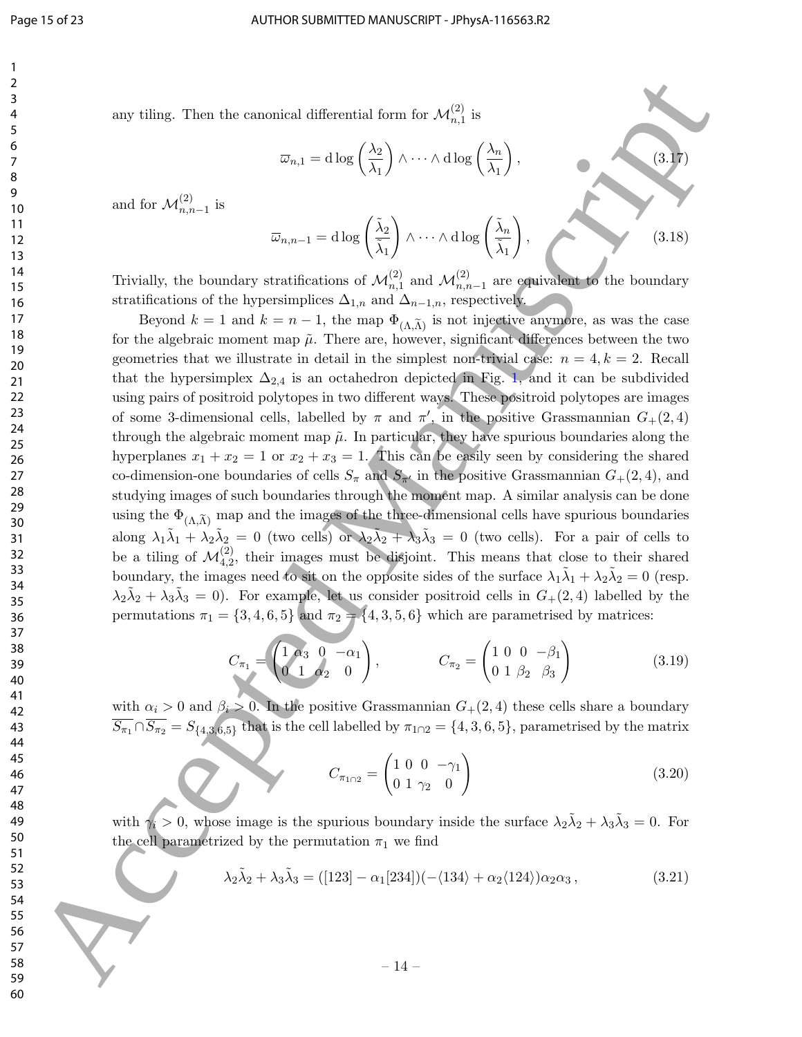any tiling. Then the canonical differential form for $\mathcal{M}_{n,1}^{(2)}$ is

$$\overline{\varpi}_{n,1} = \mathrm{d}\log\left(\frac{\lambda_2}{\lambda_1}\right) \wedge \cdots \wedge \mathrm{d}\log\left(\frac{\lambda_n}{\lambda_1}\right), \tag{3.17}$$

and for $\mathcal{M}_{n,n-1}^{(2)}$ is

$$\overline{\varpi}_{n,n-1} = \mathrm{d}\log\left(\frac{\tilde{\lambda}_2}{\tilde{\lambda}_1}\right) \wedge \cdots \wedge \mathrm{d}\log\left(\frac{\tilde{\lambda}_n}{\tilde{\lambda}_1}\right), \tag{3.18}$$

Trivially, the boundary stratifications of $\mathcal{M}_{n,1}^{(2)}$ and $\mathcal{M}_{n,n-1}^{(2)}$ are equivalent to the boundary stratifications of the hypersimplices $\Delta_{1,n}$ and $\Delta_{n-1,n}$, respectively.

Beyond $k = 1$ and $k = n-1$, the map $\Phi_{(\Lambda,\tilde{\Lambda})}$ is not injective anymore, as was the case for the algebraic moment map $\tilde{\mu}$. There are, however, significant differences between the two geometries that we illustrate in detail in the simplest non-trivial case: $n = 4, k = 2$. Recall that the hypersimplex $\Delta_{2,4}$ is an octahedron depicted in Fig. 1, and it can be subdivided using pairs of positroid polytopes in two different ways. These positroid polytopes are images of some 3-dimensional cells, labelled by $\pi$ and $\pi'$, in the positive Grassmannian $G_+(2,4)$ through the algebraic moment map $\tilde{\mu}$. In particular, they have spurious boundaries along the hyperplanes $x_1 + x_2 = 1$ or $x_2 + x_3 = 1$. This can be easily seen by considering the shared co-dimension-one boundaries of cells $S_\pi$ and $S_{\pi'}$ in the positive Grassmannian $G_+(2,4)$, and studying images of such boundaries through the moment map. A similar analysis can be done using the $\Phi_{(\Lambda,\tilde{\Lambda})}$ map and the images of the three-dimensional cells have spurious boundaries along $\lambda_1\tilde{\lambda}_1 + \lambda_2\tilde{\lambda}_2 = 0$ (two cells) or $\lambda_2\tilde{\lambda}_2 + \lambda_3\tilde{\lambda}_3 = 0$ (two cells). For a pair of cells to be a tiling of $\mathcal{M}_{4,2}^{(2)}$, their images must be disjoint. This means that close to their shared boundary, the images need to sit on the opposite sides of the surface $\lambda_1\tilde{\lambda}_1 + \lambda_2\tilde{\lambda}_2 = 0$ (resp. $\lambda_2\tilde{\lambda}_2 + \lambda_3\tilde{\lambda}_3 = 0$). For example, let us consider positroid cells in $G_+(2,4)$ labelled by the permutations $\pi_1 = \{3,4,6,5\}$ and $\pi_2 = \{4,3,5,6\}$ which are parametrised by matrices:

$$C_{\pi_1} = \begin{pmatrix} 1 & \alpha_3 & 0 & -\alpha_1 \\ 0 & 1 & \alpha_2 & 0 \end{pmatrix}, \qquad C_{\pi_2} = \begin{pmatrix} 1 & 0 & 0 & -\beta_1 \\ 0 & 1 & \beta_2 & \beta_3 \end{pmatrix} \tag{3.19}$$

with $\alpha_i > 0$ and $\beta_i > 0$. In the positive Grassmannian $G_+(2,4)$ these cells share a boundary $\overline{S_{\pi_1}} \cap \overline{S_{\pi_2}} = S_{\{4,3,6,5\}}$ that is the cell labelled by $\pi_{1\cap 2} = \{4,3,6,5\}$, parametrised by the matrix

$$C_{\pi_{1\cap 2}} = \begin{pmatrix} 1 & 0 & 0 & -\gamma_1 \\ 0 & 1 & \gamma_2 & 0 \end{pmatrix} \tag{3.20}$$

with $\gamma_i > 0$, whose image is the spurious boundary inside the surface $\lambda_2\tilde{\lambda}_2 + \lambda_3\tilde{\lambda}_3 = 0$. For the cell parametrized by the permutation $\pi_1$ we find

$$\lambda_2\tilde{\lambda}_2 + \lambda_3\tilde{\lambda}_3 = ([123] - \alpha_1[234])(-\langle 134\rangle + \alpha_2\langle 124\rangle)\alpha_2\alpha_3\,, \tag{3.21}$$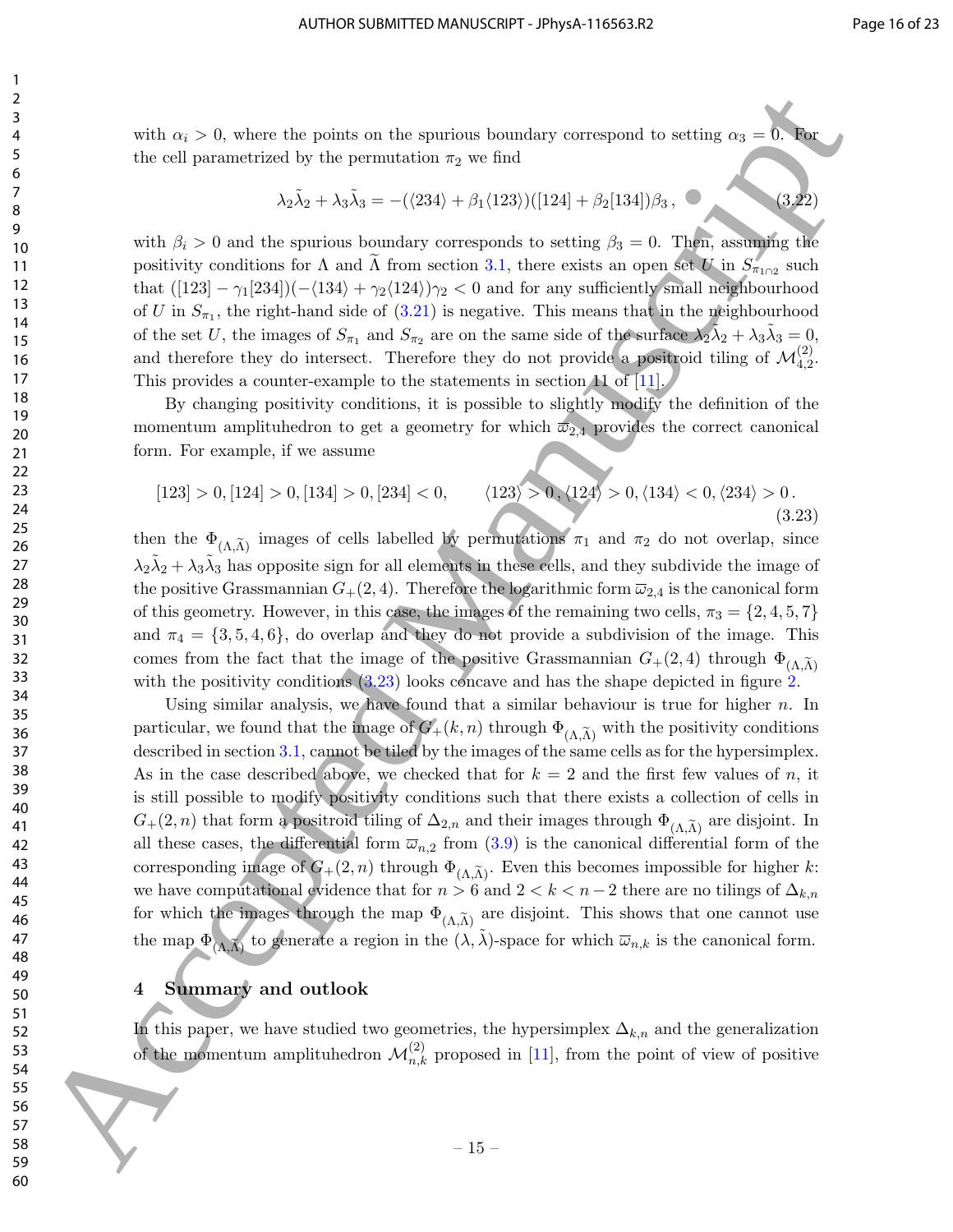with $\alpha_i > 0$, where the points on the spurious boundary correspond to setting $\alpha_3 = 0$. For the cell parametrized by the permutation $\pi_2$ we find

$$\lambda_2\tilde{\lambda}_2 + \lambda_3\tilde{\lambda}_3 = -(\langle 234\rangle + \beta_1\langle 123\rangle)([124] + \beta_2[134])\beta_3\,, \tag{3.22}$$

with $\beta_i > 0$ and the spurious boundary corresponds to setting $\beta_3 = 0$. Then, assuming the positivity conditions for $\Lambda$ and $\widetilde{\Lambda}$ from section 3.1, there exists an open set $U$ in $S_{\pi_{1\cap 2}}$ such that $([123] - \gamma_1[234])(-\langle 134\rangle + \gamma_2\langle 124\rangle)\gamma_2 < 0$ and for any sufficiently small neighbourhood of $U$ in $S_{\pi_1}$, the right-hand side of (3.21) is negative. This means that in the neighbourhood of the set $U$, the images of $S_{\pi_1}$ and $S_{\pi_2}$ are on the same side of the surface $\lambda_2\tilde{\lambda}_2 + \lambda_3\tilde{\lambda}_3 = 0$, and therefore they do intersect. Therefore they do not provide a positroid tiling of $\mathcal{M}^{(2)}_{4,2}$. This provides a counter-example to the statements in section 11 of [11].

By changing positivity conditions, it is possible to slightly modify the definition of the momentum amplituhedron to get a geometry for which $\overline{\varpi}_{2,4}$ provides the correct canonical form. For example, if we assume

$$[123] > 0, [124] > 0, [134] > 0, [234] < 0, \qquad \langle 123\rangle > 0, \langle 124\rangle > 0, \langle 134\rangle < 0, \langle 234\rangle > 0\,. \tag{3.23}$$

then the $\Phi_{(\Lambda,\widetilde{\Lambda})}$ images of cells labelled by permutations $\pi_1$ and $\pi_2$ do not overlap, since $\lambda_2\tilde{\lambda}_2 + \lambda_3\tilde{\lambda}_3$ has opposite sign for all elements in these cells, and they subdivide the image of the positive Grassmannian $G_+(2,4)$. Therefore the logarithmic form $\overline{\varpi}_{2,4}$ is the canonical form of this geometry. However, in this case, the images of the remaining two cells, $\pi_3 = \{2,4,5,7\}$ and $\pi_4 = \{3,5,4,6\}$, do overlap and they do not provide a subdivision of the image. This comes from the fact that the image of the positive Grassmannian $G_+(2,4)$ through $\Phi_{(\Lambda,\widetilde{\Lambda})}$ with the positivity conditions (3.23) looks concave and has the shape depicted in figure 2.

Using similar analysis, we have found that a similar behaviour is true for higher $n$. In particular, we found that the image of $G_+(k,n)$ through $\Phi_{(\Lambda,\widetilde{\Lambda})}$ with the positivity conditions described in section 3.1, cannot be tiled by the images of the same cells as for the hypersimplex. As in the case described above, we checked that for $k=2$ and the first few values of $n$, it is still possible to modify positivity conditions such that there exists a collection of cells in $G_+(2,n)$ that form a positroid tiling of $\Delta_{2,n}$ and their images through $\Phi_{(\Lambda,\widetilde{\Lambda})}$ are disjoint. In all these cases, the differential form $\overline{\varpi}_{n,2}$ from (3.9) is the canonical differential form of the corresponding image of $G_+(2,n)$ through $\Phi_{(\Lambda,\widetilde{\Lambda})}$. Even this becomes impossible for higher $k$: we have computational evidence that for $n > 6$ and $2 < k < n-2$ there are no tilings of $\Delta_{k,n}$ for which the images through the map $\Phi_{(\Lambda,\widetilde{\Lambda})}$ are disjoint. This shows that one cannot use the map $\Phi_{(\Lambda,\widetilde{\Lambda})}$ to generate a region in the $(\lambda,\tilde{\lambda})$-space for which $\overline{\varpi}_{n,k}$ is the canonical form.

## 4 Summary and outlook

In this paper, we have studied two geometries, the hypersimplex $\Delta_{k,n}$ and the generalization of the momentum amplituhedron $\mathcal{M}^{(2)}_{n,k}$ proposed in [11], from the point of view of positive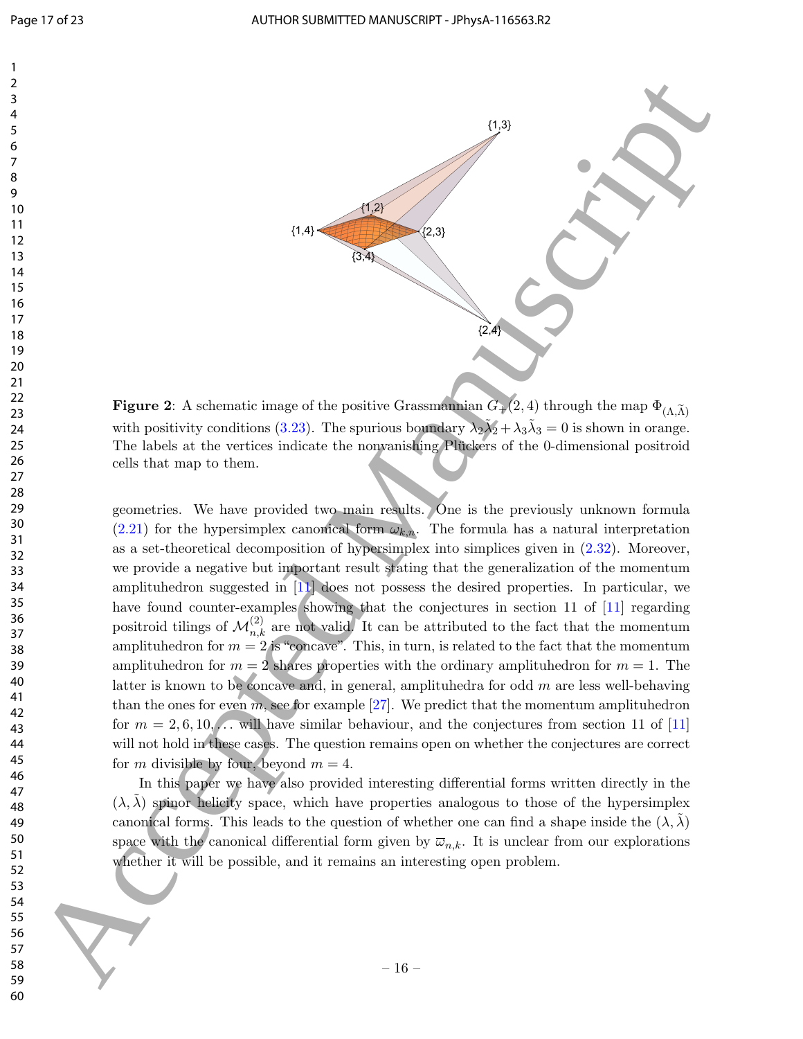**Figure 2**: A schematic image of the positive Grassmannian $G_+(2,4)$ through the map $\Phi_{(\Lambda,\tilde{\Lambda})}$ with positivity conditions (3.23). The spurious boundary $\lambda_2\tilde{\lambda}_2 + \lambda_3\tilde{\lambda}_3 = 0$ is shown in orange. The labels at the vertices indicate the nonvanishing Plückers of the 0-dimensional positroid cells that map to them.

geometries. We have provided two main results. One is the previously unknown formula (2.21) for the hypersimplex canonical form $\omega_{k,n}$. The formula has a natural interpretation as a set-theoretical decomposition of hypersimplex into simplices given in (2.32). Moreover, we provide a negative but important result stating that the generalization of the momentum amplituhedron suggested in [11] does not possess the desired properties. In particular, we have found counter-examples showing that the conjectures in section 11 of [11] regarding positroid tilings of $\mathcal{M}^{(2)}_{n,k}$ are not valid. It can be attributed to the fact that the momentum amplituhedron for $m = 2$ is "concave". This, in turn, is related to the fact that the momentum amplituhedron for $m = 2$ shares properties with the ordinary amplituhedron for $m = 1$. The latter is known to be concave and, in general, amplituhedra for odd $m$ are less well-behaving than the ones for even $m$, see for example [27]. We predict that the momentum amplituhedron for $m = 2, 6, 10, \ldots$ will have similar behaviour, and the conjectures from section 11 of [11] will not hold in these cases. The question remains open on whether the conjectures are correct for $m$ divisible by four, beyond $m = 4$.

In this paper we have also provided interesting differential forms written directly in the $(\lambda, \tilde{\lambda})$ spinor helicity space, which have properties analogous to those of the hypersimplex canonical forms. This leads to the question of whether one can find a shape inside the $(\lambda, \tilde{\lambda})$ space with the canonical differential form given by $\varpi_{n,k}$. It is unclear from our explorations whether it will be possible, and it remains an interesting open problem.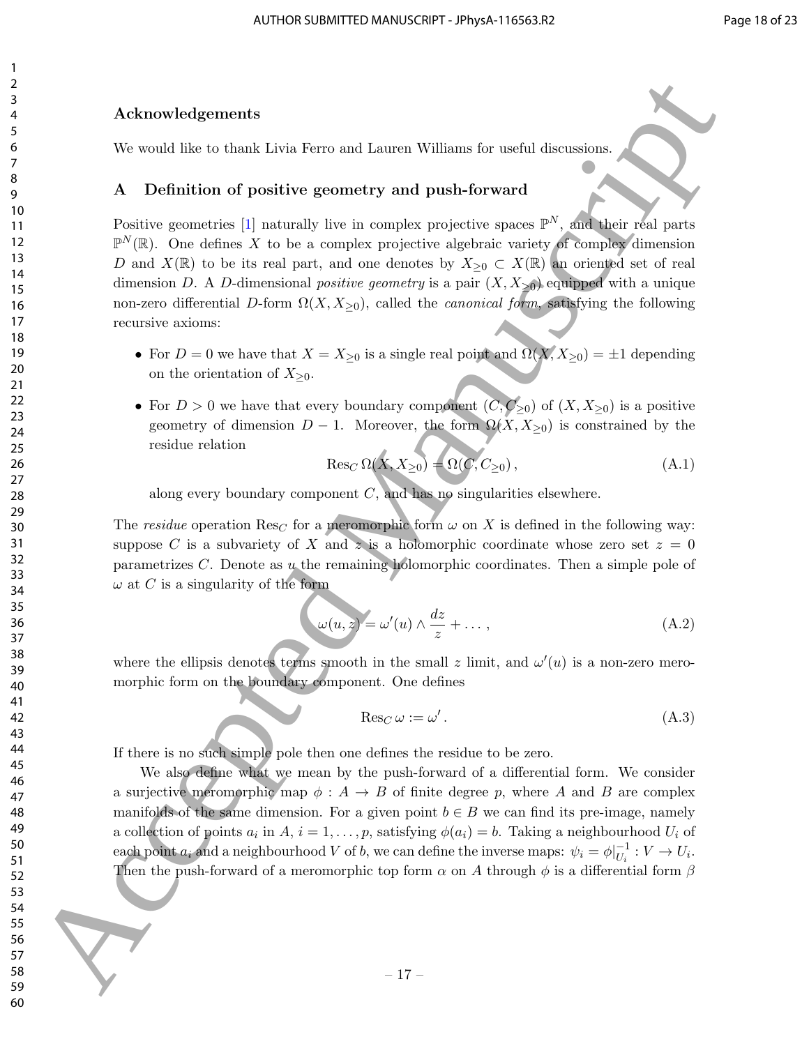## Acknowledgements

We would like to thank Livia Ferro and Lauren Williams for useful discussions.

## A Definition of positive geometry and push-forward

Positive geometries [1] naturally live in complex projective spaces $\mathbb{P}^N$, and their real parts $\mathbb{P}^N(\mathbb{R})$. One defines $X$ to be a complex projective algebraic variety of complex dimension $D$ and $X(\mathbb{R})$ to be its real part, and one denotes by $X_{\geq 0} \subset X(\mathbb{R})$ an oriented set of real dimension $D$. A $D$-dimensional *positive geometry* is a pair $(X, X_{\geq 0})$ equipped with a unique non-zero differential $D$-form $\Omega(X, X_{\geq 0})$, called the *canonical form*, satisfying the following recursive axioms:

- For $D = 0$ we have that $X = X_{\geq 0}$ is a single real point and $\Omega(X, X_{\geq 0}) = \pm 1$ depending on the orientation of $X_{\geq 0}$.
- For $D > 0$ we have that every boundary component $(C, C_{\geq 0})$ of $(X, X_{\geq 0})$ is a positive geometry of dimension $D - 1$. Moreover, the form $\Omega(X, X_{\geq 0})$ is constrained by the residue relation

$$\operatorname{Res}_C \Omega(X, X_{\geq 0}) = \Omega(C, C_{\geq 0}), \tag{A.1}$$

along every boundary component $C$, and has no singularities elsewhere.

The *residue* operation $\operatorname{Res}_C$ for a meromorphic form $\omega$ on $X$ is defined in the following way: suppose $C$ is a subvariety of $X$ and $z$ is a holomorphic coordinate whose zero set $z = 0$ parametrizes $C$. Denote as $u$ the remaining holomorphic coordinates. Then a simple pole of $\omega$ at $C$ is a singularity of the form

$$\omega(u, z) = \omega'(u) \wedge \frac{dz}{z} + \dots, \tag{A.2}$$

where the ellipsis denotes terms smooth in the small $z$ limit, and $\omega'(u)$ is a non-zero meromorphic form on the boundary component. One defines

$$\operatorname{Res}_C \omega := \omega'. \tag{A.3}$$

If there is no such simple pole then one defines the residue to be zero.

We also define what we mean by the push-forward of a differential form. We consider a surjective meromorphic map $\phi : A \to B$ of finite degree $p$, where $A$ and $B$ are complex manifolds of the same dimension. For a given point $b \in B$ we can find its pre-image, namely a collection of points $a_i$ in $A$, $i = 1, \dots, p$, satisfying $\phi(a_i) = b$. Taking a neighbourhood $U_i$ of each point $a_i$ and a neighbourhood $V$ of $b$, we can define the inverse maps: $\psi_i = \phi|_{U_i}^{-1} : V \to U_i$. Then the push-forward of a meromorphic top form $\alpha$ on $A$ through $\phi$ is a differential form $\beta$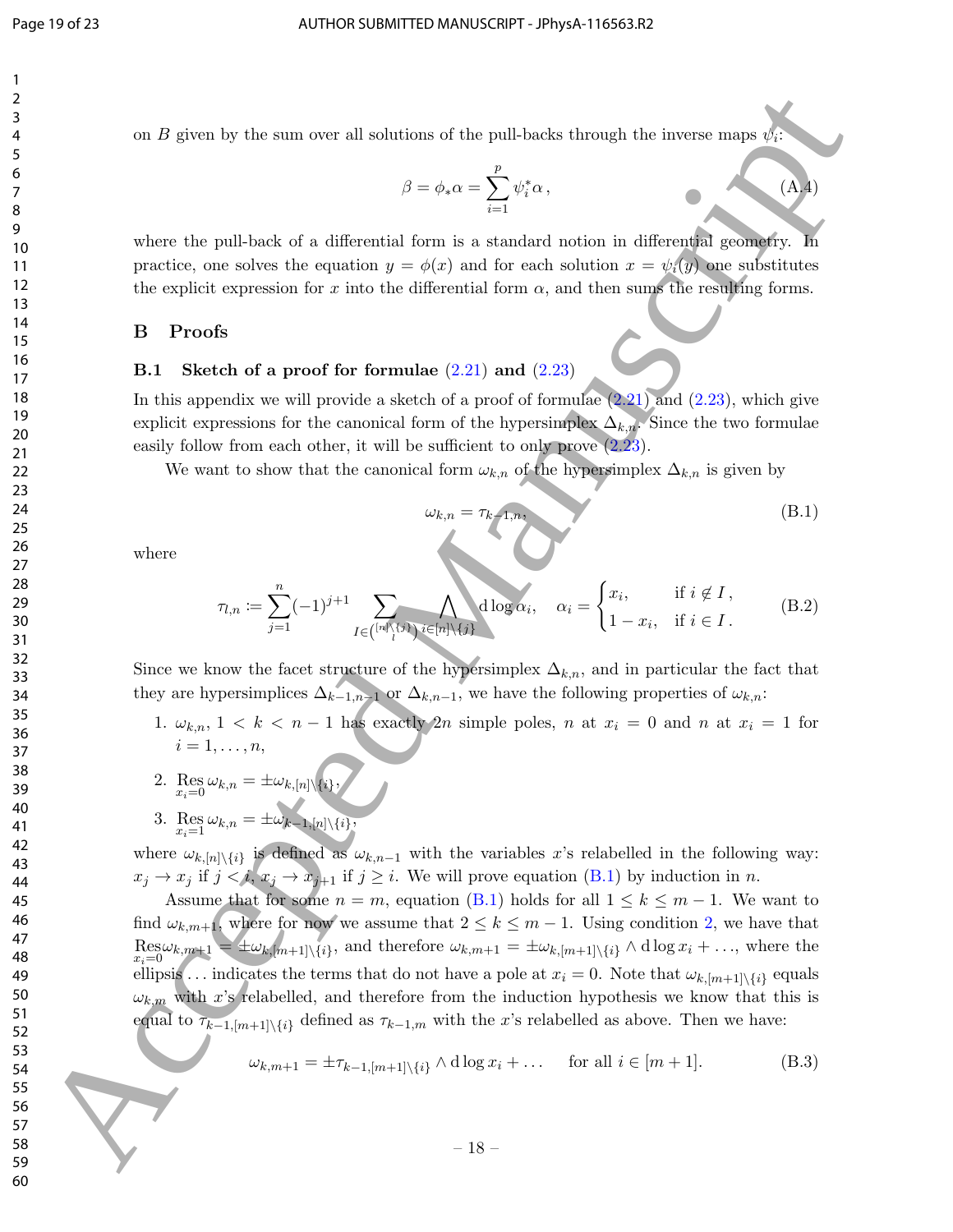on $B$ given by the sum over all solutions of the pull-backs through the inverse maps $\psi_i$:

$$\beta = \phi_* \alpha = \sum_{i=1}^{p} \psi_i^* \alpha \,, \tag{A.4}$$

where the pull-back of a differential form is a standard notion in differential geometry. In practice, one solves the equation $y = \phi(x)$ and for each solution $x = \psi_i(y)$ one substitutes the explicit expression for $x$ into the differential form $\alpha$, and then sums the resulting forms.

## B Proofs

### B.1 Sketch of a proof for formulae (2.21) and (2.23)

In this appendix we will provide a sketch of a proof of formulae (2.21) and (2.23), which give explicit expressions for the canonical form of the hypersimplex $\Delta_{k,n}$. Since the two formulae easily follow from each other, it will be sufficient to only prove (2.23).

We want to show that the canonical form $\omega_{k,n}$ of the hypersimplex $\Delta_{k,n}$ is given by

$$\omega_{k,n} = \tau_{k-1,n}, \tag{B.1}$$

where

$$\tau_{l,n} := \sum_{j=1}^{n} (-1)^{j+1} \sum_{I \in \binom{[n]\setminus\{j\}}{l}} \bigwedge_{i \in [n]\setminus\{j\}} \mathrm{d}\log \alpha_i, \quad \alpha_i = \begin{cases} x_i, & \text{if } i \notin I\,, \\ 1 - x_i, & \text{if } i \in I\,. \end{cases} \tag{B.2}$$

Since we know the facet structure of the hypersimplex $\Delta_{k,n}$, and in particular the fact that they are hypersimplices $\Delta_{k-1,n-1}$ or $\Delta_{k,n-1}$, we have the following properties of $\omega_{k,n}$:

1. $\omega_{k,n}$, $1 < k < n-1$ has exactly $2n$ simple poles, $n$ at $x_i = 0$ and $n$ at $x_i = 1$ for $i = 1, \ldots, n$,
2. $\operatorname*{Res}_{x_i=0} \omega_{k,n} = \pm \omega_{k,[n]\setminus\{i\}}$,
3. $\operatorname*{Res}_{x_i=1} \omega_{k,n} = \pm \omega_{k-1,[n]\setminus\{i\}}$,

where $\omega_{k,[n]\setminus\{i\}}$ is defined as $\omega_{k,n-1}$ with the variables $x$'s relabelled in the following way: $x_j \to x_j$ if $j < i$, $x_j \to x_{j+1}$ if $j \geq i$. We will prove equation (B.1) by induction in $n$.

Assume that for some $n = m$, equation (B.1) holds for all $1 \leq k \leq m-1$. We want to find $\omega_{k,m+1}$, where for now we assume that $2 \leq k \leq m-1$. Using condition 2, we have that $\operatorname*{Res}_{x_i=0} \omega_{k,m+1} = \pm \omega_{k,[m+1]\setminus\{i\}}$, and therefore $\omega_{k,m+1} = \pm \omega_{k,[m+1]\setminus\{i\}} \wedge \mathrm{d}\log x_i + \ldots$, where the ellipsis $\ldots$ indicates the terms that do not have a pole at $x_i = 0$. Note that $\omega_{k,[m+1]\setminus\{i\}}$ equals $\omega_{k,m}$ with $x$'s relabelled, and therefore from the induction hypothesis we know that this is equal to $\tau_{k-1,[m+1]\setminus\{i\}}$ defined as $\tau_{k-1,m}$ with the $x$'s relabelled as above. Then we have:

$$\omega_{k,m+1} = \pm \tau_{k-1,[m+1]\setminus\{i\}} \wedge \mathrm{d}\log x_i + \ldots \qquad \text{for all } i \in [m+1]. \tag{B.3}$$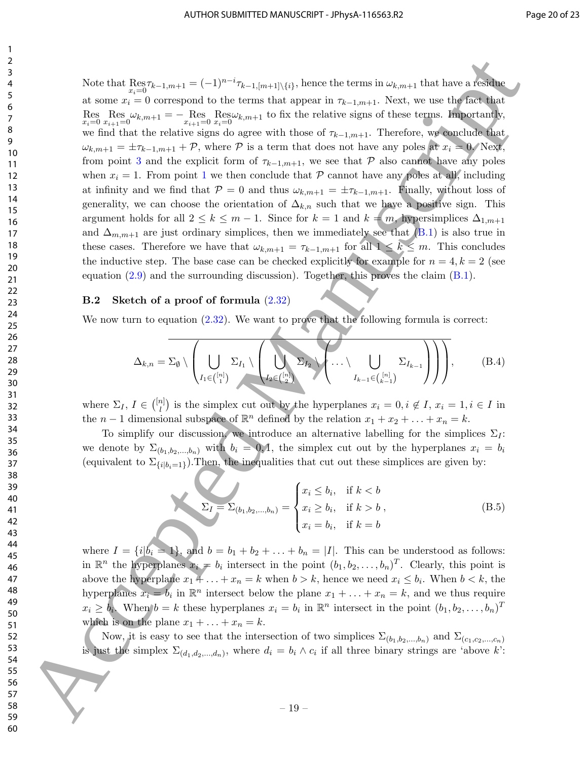Note that $\underset{x_i=0}{\text{Res}}\tau_{k-1,m+1} = (-1)^{n-i}\tau_{k-1,[m+1]\setminus\{i\}}$, hence the terms in $\omega_{k,m+1}$ that have a residue at some $x_i = 0$ correspond to the terms that appear in $\tau_{k-1,m+1}$. Next, we use the fact that $\underset{x_i=0}{\text{Res}}\,\underset{x_{i+1}=0}{\text{Res}}\,\omega_{k,m+1} = -\underset{x_{i+1}=0}{\text{Res}}\,\underset{x_i=0}{\text{Res}}\,\omega_{k,m+1}$ to fix the relative signs of these terms. Importantly, we find that the relative signs do agree with those of $\tau_{k-1,m+1}$. Therefore, we conclude that $\omega_{k,m+1} = \pm\tau_{k-1,m+1} + \mathcal{P}$, where $\mathcal{P}$ is a term that does not have any poles at $x_i = 0$. Next, from point 3 and the explicit form of $\tau_{k-1,m+1}$, we see that $\mathcal{P}$ also cannot have any poles when $x_i = 1$. From point 1 we then conclude that $\mathcal{P}$ cannot have any poles at all, including at infinity and we find that $\mathcal{P} = 0$ and thus $\omega_{k,m+1} = \pm\tau_{k-1,m+1}$. Finally, without loss of generality, we can choose the orientation of $\Delta_{k,n}$ such that we have a positive sign. This argument holds for all $2 \le k \le m-1$. Since for $k = 1$ and $k = m$, hypersimplices $\Delta_{1,m+1}$ and $\Delta_{m,m+1}$ are just ordinary simplices, then we immediately see that (B.1) is also true in these cases. Therefore we have that $\omega_{k,m+1} = \tau_{k-1,m+1}$ for all $1 \le k \le m$. This concludes the inductive step. The base case can be checked explicitly for example for $n = 4, k = 2$ (see equation (2.9) and the surrounding discussion). Together, this proves the claim (B.1).

### B.2 Sketch of a proof of formula (2.32)

We now turn to equation (2.32). We want to prove that the following formula is correct:

$$\Delta_{k,n} = \overline{\Sigma_\emptyset \setminus \left( \bigcup_{I_1 \in \binom{[n]}{1}} \Sigma_{I_1} \setminus \left( \bigcup_{I_2 \in \binom{[n]}{2}} \Sigma_{I_2} \setminus \left( \ldots \setminus \bigcup_{I_{k-1} \in \binom{[n]}{k-1}} \Sigma_{I_{k-1}} \right) \right) \right)}, \qquad \text{(B.4)}$$

where $\Sigma_I$, $I \in \binom{[n]}{l}$ is the simplex cut out by the hyperplanes $x_i = 0, i \notin I$, $x_i = 1, i \in I$ in the $n-1$ dimensional subspace of $\mathbb{R}^n$ defined by the relation $x_1 + x_2 + \ldots + x_n = k$.

To simplify our discussion, we introduce an alternative labelling for the simplices $\Sigma_I$: we denote by $\Sigma_{(b_1,b_2,\ldots,b_n)}$ with $b_i = 0, 1$, the simplex cut out by the hyperplanes $x_i = b_i$ (equivalent to $\Sigma_{\{i|b_i=1\}}$).Then, the inequalities that cut out these simplices are given by:

$$\Sigma_I = \Sigma_{(b_1,b_2,\ldots,b_n)} = \begin{cases} x_i \le b_i, & \text{if } k < b \\ x_i \ge b_i, & \text{if } k > b \\ x_i = b_i, & \text{if } k = b \end{cases}, \qquad \text{(B.5)}$$

where $I = \{i|b_i = 1\}$, and $b = b_1 + b_2 + \ldots + b_n = |I|$. This can be understood as follows: in $\mathbb{R}^n$ the hyperplanes $x_i = b_i$ intersect in the point $(b_1, b_2, \ldots, b_n)^T$. Clearly, this point is above the hyperplane $x_1 + \ldots + x_n = k$ when $b > k$, hence we need $x_i \le b_i$. When $b < k$, the hyperplanes $x_i = b_i$ in $\mathbb{R}^n$ intersect below the plane $x_1 + \ldots + x_n = k$, and we thus require $x_i \ge b_i$. When $b = k$ these hyperplanes $x_i = b_i$ in $\mathbb{R}^n$ intersect in the point $(b_1, b_2, \ldots, b_n)^T$ which is on the plane $x_1 + \ldots + x_n = k$.

Now, it is easy to see that the intersection of two simplices $\Sigma_{(b_1,b_2,\ldots,b_n)}$ and $\Sigma_{(c_1,c_2,\ldots,c_n)}$ is just the simplex $\Sigma_{(d_1,d_2,\ldots,d_n)}$, where $d_i = b_i \wedge c_i$ if all three binary strings are 'above $k$':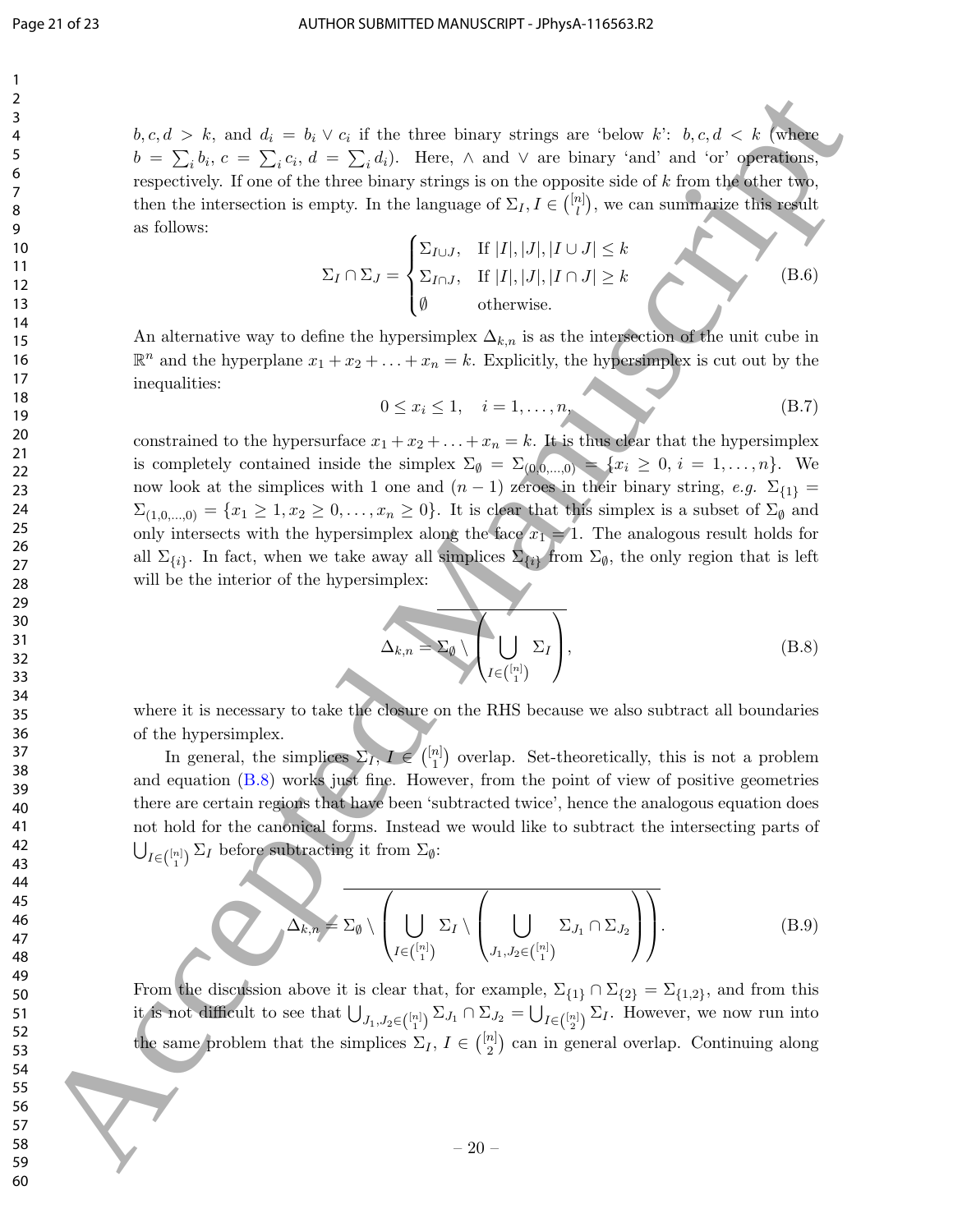$b,c,d > k$, and $d_i = b_i \vee c_i$ if the three binary strings are 'below $k$': $b,c,d < k$ (where $b = \sum_i b_i$, $c = \sum_i c_i$, $d = \sum_i d_i$). Here, $\wedge$ and $\vee$ are binary 'and' and 'or' operations, respectively. If one of the three binary strings is on the opposite side of $k$ from the other two, then the intersection is empty. In the language of $\Sigma_I, I \in \binom{[n]}{l}$, we can summarize this result as follows:

$$
\Sigma_I \cap \Sigma_J = \begin{cases} \Sigma_{I\cup J}, & \text{If } |I|,|J|,|I\cup J| \leq k \\ \Sigma_{I\cap J}, & \text{If } |I|,|J|,|I\cap J| \geq k \\ \emptyset & \text{otherwise.} \end{cases} \tag{B.6}
$$

An alternative way to define the hypersimplex $\Delta_{k,n}$ is as the intersection of the unit cube in $\mathbb{R}^n$ and the hyperplane $x_1 + x_2 + \ldots + x_n = k$. Explicitly, the hypersimplex is cut out by the inequalities:

$$
0 \leq x_i \leq 1, \quad i = 1, \ldots, n, \tag{B.7}
$$

constrained to the hypersurface $x_1 + x_2 + \ldots + x_n = k$. It is thus clear that the hypersimplex is completely contained inside the simplex $\Sigma_\emptyset = \Sigma_{(0,0,\ldots,0)} = \{x_i \geq 0,\, i = 1,\ldots,n\}$. We now look at the simplices with 1 one and $(n-1)$ zeroes in their binary string, *e.g.* $\Sigma_{\{1\}} = \Sigma_{(1,0,\ldots,0)} = \{x_1 \geq 1, x_2 \geq 0, \ldots, x_n \geq 0\}$. It is clear that this simplex is a subset of $\Sigma_\emptyset$ and only intersects with the hypersimplex along the face $x_1 = 1$. The analogous result holds for all $\Sigma_{\{i\}}$. In fact, when we take away all simplices $\Sigma_{\{i\}}$ from $\Sigma_\emptyset$, the only region that is left will be the interior of the hypersimplex:

$$
\Delta_{k,n} = \overline{\Sigma_\emptyset \setminus \left( \bigcup_{I\in\binom{[n]}{1}} \Sigma_I \right)}, \tag{B.8}
$$

where it is necessary to take the closure on the RHS because we also subtract all boundaries of the hypersimplex.

In general, the simplices $\Sigma_I, I \in \binom{[n]}{1}$ overlap. Set-theoretically, this is not a problem and equation (B.8) works just fine. However, from the point of view of positive geometries there are certain regions that have been 'subtracted twice', hence the analogous equation does not hold for the canonical forms. Instead we would like to subtract the intersecting parts of $\bigcup_{I\in\binom{[n]}{1}} \Sigma_I$ before subtracting it from $\Sigma_\emptyset$:

$$
\Delta_{k,n} = \overline{\Sigma_\emptyset \setminus \left( \bigcup_{I\in\binom{[n]}{1}} \Sigma_I \setminus \left( \bigcup_{J_1,J_2\in\binom{[n]}{1}} \Sigma_{J_1} \cap \Sigma_{J_2} \right) \right)}. \tag{B.9}
$$

From the discussion above it is clear that, for example, $\Sigma_{\{1\}} \cap \Sigma_{\{2\}} = \Sigma_{\{1,2\}}$, and from this it is not difficult to see that $\bigcup_{J_1,J_2\in\binom{[n]}{1}} \Sigma_{J_1} \cap \Sigma_{J_2} = \bigcup_{I\in\binom{[n]}{2}} \Sigma_I$. However, we now run into the same problem that the simplices $\Sigma_I, I \in \binom{[n]}{2}$ can in general overlap. Continuing along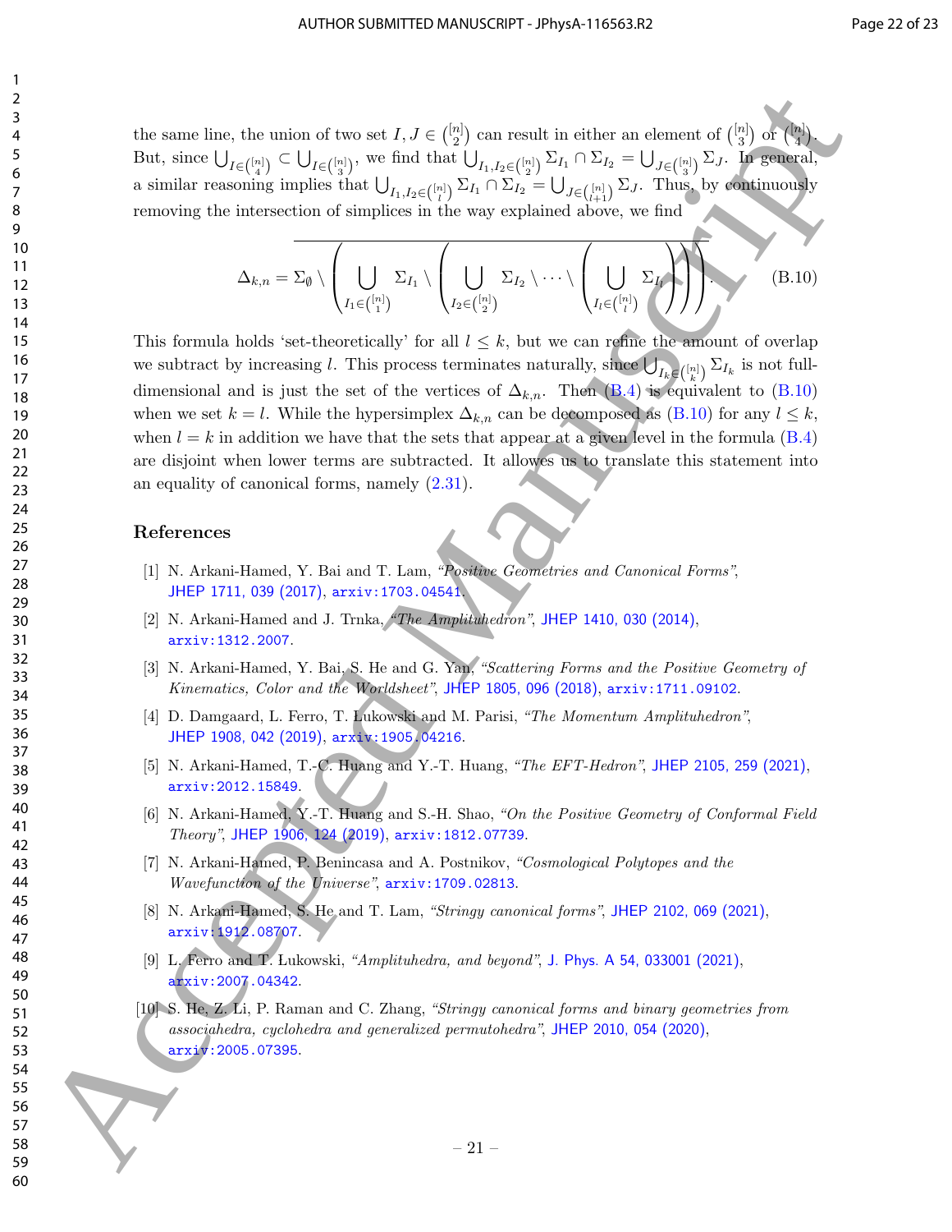the same line, the union of two set $I, J \in \binom{[n]}{2}$ can result in either an element of $\binom{[n]}{3}$ or $\binom{[n]}{4}$. But, since $\bigcup_{I \in \binom{[n]}{4}} \subset \bigcup_{I \in \binom{[n]}{3}}$, we find that $\bigcup_{I_1, I_2 \in \binom{[n]}{2}} \Sigma_{I_1} \cap \Sigma_{I_2} = \bigcup_{J \in \binom{[n]}{3}} \Sigma_J$. In general, a similar reasoning implies that $\bigcup_{I_1, I_2 \in \binom{[n]}{l}} \Sigma_{I_1} \cap \Sigma_{I_2} = \bigcup_{J \in \binom{[n]}{l+1}} \Sigma_J$. Thus, by continuously removing the intersection of simplices in the way explained above, we find

$$\Delta_{k,n} = \overline{\Sigma_\emptyset \setminus \left( \bigcup_{I_1 \in \binom{[n]}{1}} \Sigma_{I_1} \setminus \left( \bigcup_{I_2 \in \binom{[n]}{2}} \Sigma_{I_2} \setminus \cdots \setminus \left( \bigcup_{I_l \in \binom{[n]}{l}} \Sigma_{I_l} \right) \right) \right)}. \tag{B.10}$$

This formula holds 'set-theoretically' for all $l \leq k$, but we can refine the amount of overlap we subtract by increasing $l$. This process terminates naturally, since $\bigcup_{I_k \in \binom{[n]}{k}} \Sigma_{I_k}$ is not full-dimensional and is just the set of the vertices of $\Delta_{k,n}$. Then (B.4) is equivalent to (B.10) when we set $k = l$. While the hypersimplex $\Delta_{k,n}$ can be decomposed as (B.10) for any $l \leq k$, when $l = k$ in addition we have that the sets that appear at a given level in the formula (B.4) are disjoint when lower terms are subtracted. It allowes us to translate this statement into an equality of canonical forms, namely (2.31).

## References

[1] N. Arkani-Hamed, Y. Bai and T. Lam, *"Positive Geometries and Canonical Forms"*, JHEP 1711, 039 (2017), arxiv:1703.04541.

[2] N. Arkani-Hamed and J. Trnka, *"The Amplituhedron"*, JHEP 1410, 030 (2014), arxiv:1312.2007.

[3] N. Arkani-Hamed, Y. Bai, S. He and G. Yan, *"Scattering Forms and the Positive Geometry of Kinematics, Color and the Worldsheet"*, JHEP 1805, 096 (2018), arxiv:1711.09102.

[4] D. Damgaard, L. Ferro, T. Łukowski and M. Parisi, *"The Momentum Amplituhedron"*, JHEP 1908, 042 (2019), arxiv:1905.04216.

[5] N. Arkani-Hamed, T.-C. Huang and Y.-T. Huang, *"The EFT-Hedron"*, JHEP 2105, 259 (2021), arxiv:2012.15849.

[6] N. Arkani-Hamed, Y.-T. Huang and S.-H. Shao, *"On the Positive Geometry of Conformal Field Theory"*, JHEP 1906, 124 (2019), arxiv:1812.07739.

[7] N. Arkani-Hamed, P. Benincasa and A. Postnikov, *"Cosmological Polytopes and the Wavefunction of the Universe"*, arxiv:1709.02813.

[8] N. Arkani-Hamed, S. He and T. Lam, *"Stringy canonical forms"*, JHEP 2102, 069 (2021), arxiv:1912.08707.

[9] L. Ferro and T. Łukowski, *"Amplituhedra, and beyond"*, J. Phys. A 54, 033001 (2021), arxiv:2007.04342.

[10] S. He, Z. Li, P. Raman and C. Zhang, *"Stringy canonical forms and binary geometries from associahedra, cyclohedra and generalized permutohedra"*, JHEP 2010, 054 (2020), arxiv:2005.07395.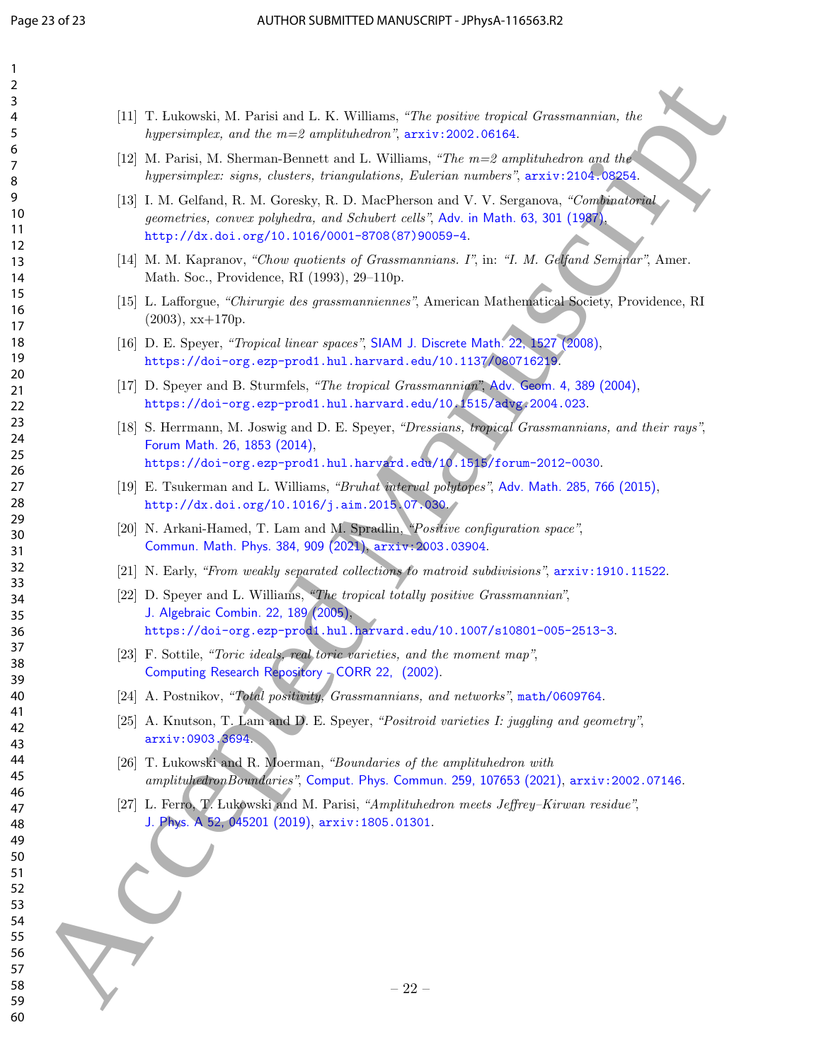[11] T. Łukowski, M. Parisi and L. K. Williams, *"The positive tropical Grassmannian, the hypersimplex, and the m=2 amplituhedron"*, arxiv:2002.06164.

[12] M. Parisi, M. Sherman-Bennett and L. Williams, *"The m=2 amplituhedron and the hypersimplex: signs, clusters, triangulations, Eulerian numbers"*, arxiv:2104.08254.

[13] I. M. Gelfand, R. M. Goresky, R. D. MacPherson and V. V. Serganova, *"Combinatorial geometries, convex polyhedra, and Schubert cells"*, Adv. in Math. 63, 301 (1987), http://dx.doi.org/10.1016/0001-8708(87)90059-4.

[14] M. M. Kapranov, *"Chow quotients of Grassmannians. I"*, in: *"I. M. Gelfand Seminar"*, Amer. Math. Soc., Providence, RI (1993), 29–110p.

[15] L. Lafforgue, *"Chirurgie des grassmanniennes"*, American Mathematical Society, Providence, RI (2003), xx+170p.

[16] D. E. Speyer, *"Tropical linear spaces"*, SIAM J. Discrete Math. 22, 1527 (2008), https://doi-org.ezp-prod1.hul.harvard.edu/10.1137/080716219.

[17] D. Speyer and B. Sturmfels, *"The tropical Grassmannian"*, Adv. Geom. 4, 389 (2004), https://doi-org.ezp-prod1.hul.harvard.edu/10.1515/advg.2004.023.

[18] S. Herrmann, M. Joswig and D. E. Speyer, *"Dressians, tropical Grassmannians, and their rays"*, Forum Math. 26, 1853 (2014), https://doi-org.ezp-prod1.hul.harvard.edu/10.1515/forum-2012-0030.

[19] E. Tsukerman and L. Williams, *"Bruhat interval polytopes"*, Adv. Math. 285, 766 (2015), http://dx.doi.org/10.1016/j.aim.2015.07.030.

[20] N. Arkani-Hamed, T. Lam and M. Spradlin, *"Positive configuration space"*, Commun. Math. Phys. 384, 909 (2021), arxiv:2003.03904.

[21] N. Early, *"From weakly separated collections to matroid subdivisions"*, arxiv:1910.11522.

[22] D. Speyer and L. Williams, *"The tropical totally positive Grassmannian"*, J. Algebraic Combin. 22, 189 (2005), https://doi-org.ezp-prod1.hul.harvard.edu/10.1007/s10801-005-2513-3.

[23] F. Sottile, *"Toric ideals, real toric varieties, and the moment map"*, Computing Research Repository - CORR 22, (2002).

[24] A. Postnikov, *"Total positivity, Grassmannians, and networks"*, math/0609764.

[25] A. Knutson, T. Lam and D. E. Speyer, *"Positroid varieties I: juggling and geometry"*, arxiv:0903.3694.

[26] T. Łukowski and R. Moerman, *"Boundaries of the amplituhedron with amplituhedronBoundaries"*, Comput. Phys. Commun. 259, 107653 (2021), arxiv:2002.07146.

[27] L. Ferro, T. Łukowski and M. Parisi, *"Amplituhedron meets Jeffrey–Kirwan residue"*, J. Phys. A 52, 045201 (2019), arxiv:1805.01301.